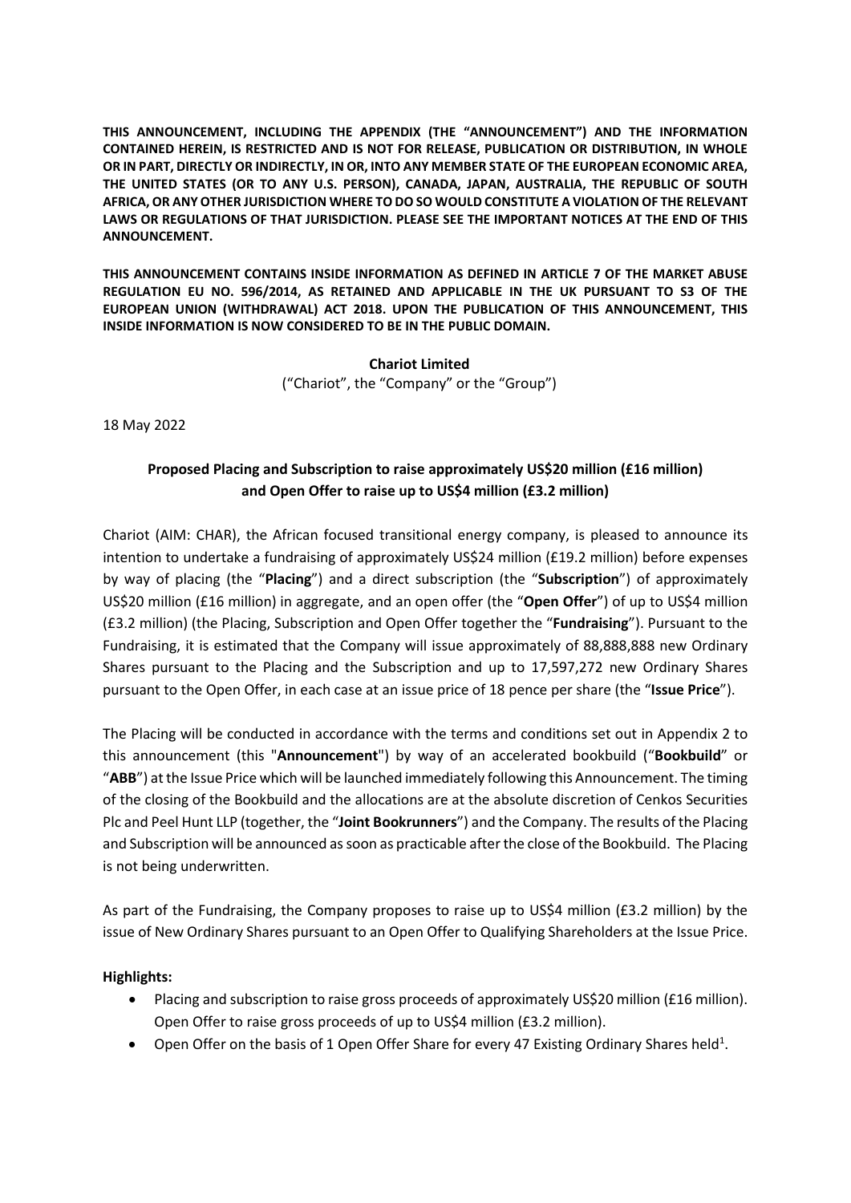**THIS ANNOUNCEMENT, INCLUDING THE APPENDIX (THE "ANNOUNCEMENT") AND THE INFORMATION CONTAINED HEREIN, IS RESTRICTED AND IS NOT FOR RELEASE, PUBLICATION OR DISTRIBUTION, IN WHOLE OR IN PART, DIRECTLY OR INDIRECTLY, IN OR, INTO ANY MEMBER STATE OF THE EUROPEAN ECONOMIC AREA, THE UNITED STATES (OR TO ANY U.S. PERSON), CANADA, JAPAN, AUSTRALIA, THE REPUBLIC OF SOUTH AFRICA, OR ANY OTHER JURISDICTION WHERE TO DO SO WOULD CONSTITUTE A VIOLATION OF THE RELEVANT LAWS OR REGULATIONS OF THAT JURISDICTION. PLEASE SEE THE IMPORTANT NOTICES AT THE END OF THIS ANNOUNCEMENT.**

**THIS ANNOUNCEMENT CONTAINS INSIDE INFORMATION AS DEFINED IN ARTICLE 7 OF THE MARKET ABUSE REGULATION EU NO. 596/2014, AS RETAINED AND APPLICABLE IN THE UK PURSUANT TO S3 OF THE EUROPEAN UNION (WITHDRAWAL) ACT 2018. UPON THE PUBLICATION OF THIS ANNOUNCEMENT, THIS INSIDE INFORMATION IS NOW CONSIDERED TO BE IN THE PUBLIC DOMAIN.**

**Chariot Limited**
("Chariot", the "Company" or the "Group")

18 May 2022

## Proposed Placing and Subscription to raise approximately US$20 million (£16 million) and Open Offer to raise up to US$4 million (£3.2 million)

Chariot (AIM: CHAR), the African focused transitional energy company, is pleased to announce its intention to undertake a fundraising of approximately US$24 million (£19.2 million) before expenses by way of placing (the "**Placing**") and a direct subscription (the "**Subscription**") of approximately US$20 million (£16 million) in aggregate, and an open offer (the "**Open Offer**") of up to US$4 million (£3.2 million) (the Placing, Subscription and Open Offer together the "**Fundraising**"). Pursuant to the Fundraising, it is estimated that the Company will issue approximately of 88,888,888 new Ordinary Shares pursuant to the Placing and the Subscription and up to 17,597,272 new Ordinary Shares pursuant to the Open Offer, in each case at an issue price of 18 pence per share (the "**Issue Price**").

The Placing will be conducted in accordance with the terms and conditions set out in Appendix 2 to this announcement (this "**Announcement**") by way of an accelerated bookbuild ("**Bookbuild**" or "**ABB**") at the Issue Price which will be launched immediately following this Announcement. The timing of the closing of the Bookbuild and the allocations are at the absolute discretion of Cenkos Securities Plc and Peel Hunt LLP (together, the "**Joint Bookrunners**") and the Company. The results of the Placing and Subscription will be announced as soon as practicable after the close of the Bookbuild. The Placing is not being underwritten.

As part of the Fundraising, the Company proposes to raise up to US$4 million (£3.2 million) by the issue of New Ordinary Shares pursuant to an Open Offer to Qualifying Shareholders at the Issue Price.

**Highlights:**

- Placing and subscription to raise gross proceeds of approximately US$20 million (£16 million). Open Offer to raise gross proceeds of up to US$4 million (£3.2 million).
- Open Offer on the basis of 1 Open Offer Share for every 47 Existing Ordinary Shares held[1].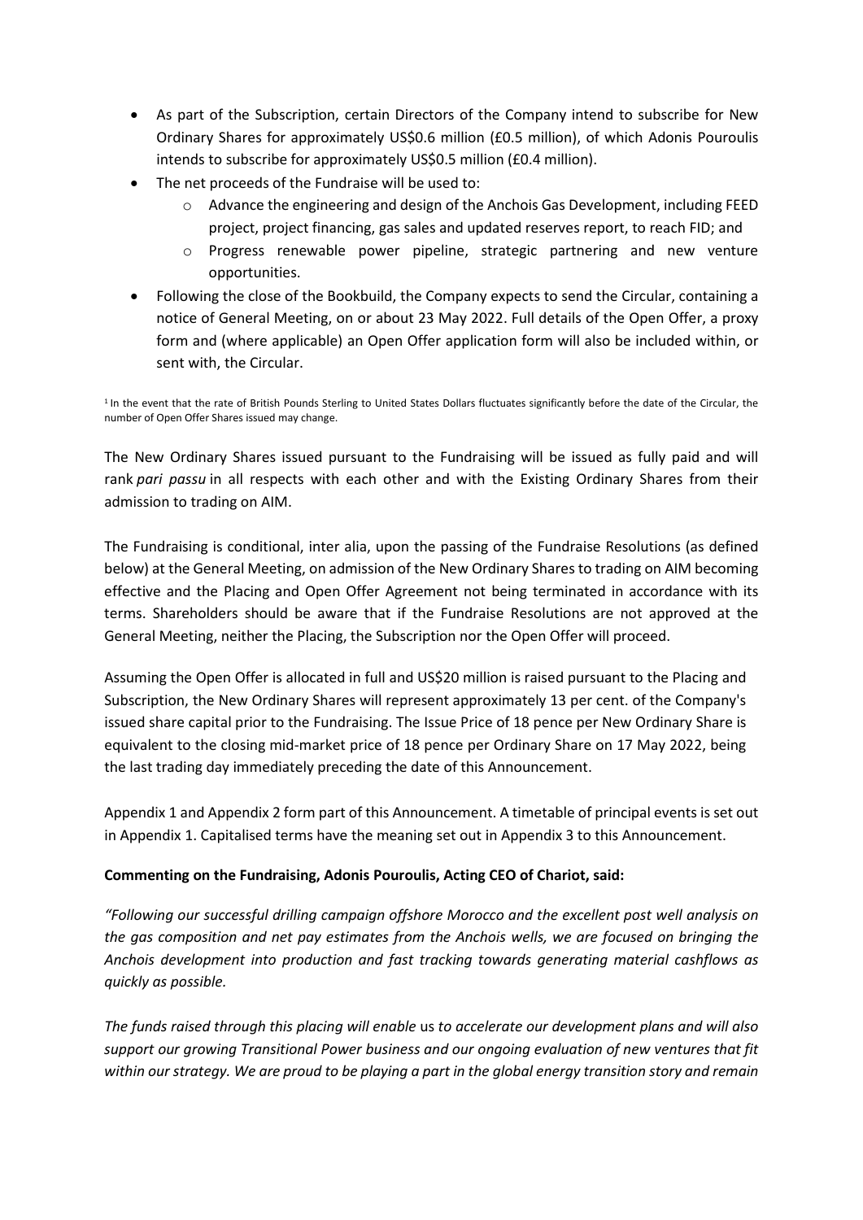- As part of the Subscription, certain Directors of the Company intend to subscribe for New Ordinary Shares for approximately US$0.6 million (£0.5 million), of which Adonis Pouroulis intends to subscribe for approximately US$0.5 million (£0.4 million).
- The net proceeds of the Fundraise will be used to:
  - Advance the engineering and design of the Anchois Gas Development, including FEED project, project financing, gas sales and updated reserves report, to reach FID; and
  - Progress renewable power pipeline, strategic partnering and new venture opportunities.
- Following the close of the Bookbuild, the Company expects to send the Circular, containing a notice of General Meeting, on or about 23 May 2022. Full details of the Open Offer, a proxy form and (where applicable) an Open Offer application form will also be included within, or sent with, the Circular.

[1] In the event that the rate of British Pounds Sterling to United States Dollars fluctuates significantly before the date of the Circular, the number of Open Offer Shares issued may change.

The New Ordinary Shares issued pursuant to the Fundraising will be issued as fully paid and will rank *pari passu* in all respects with each other and with the Existing Ordinary Shares from their admission to trading on AIM.

The Fundraising is conditional, inter alia, upon the passing of the Fundraise Resolutions (as defined below) at the General Meeting, on admission of the New Ordinary Shares to trading on AIM becoming effective and the Placing and Open Offer Agreement not being terminated in accordance with its terms. Shareholders should be aware that if the Fundraise Resolutions are not approved at the General Meeting, neither the Placing, the Subscription nor the Open Offer will proceed.

Assuming the Open Offer is allocated in full and US$20 million is raised pursuant to the Placing and Subscription, the New Ordinary Shares will represent approximately 13 per cent. of the Company's issued share capital prior to the Fundraising. The Issue Price of 18 pence per New Ordinary Share is equivalent to the closing mid-market price of 18 pence per Ordinary Share on 17 May 2022, being the last trading day immediately preceding the date of this Announcement.

Appendix 1 and Appendix 2 form part of this Announcement. A timetable of principal events is set out in Appendix 1. Capitalised terms have the meaning set out in Appendix 3 to this Announcement.

**Commenting on the Fundraising, Adonis Pouroulis, Acting CEO of Chariot, said:**

*"Following our successful drilling campaign offshore Morocco and the excellent post well analysis on the gas composition and net pay estimates from the Anchois wells, we are focused on bringing the Anchois development into production and fast tracking towards generating material cashflows as quickly as possible.*

*The funds raised through this placing will enable* us *to accelerate our development plans and will also support our growing Transitional Power business and our ongoing evaluation of new ventures that fit within our strategy. We are proud to be playing a part in the global energy transition story and remain*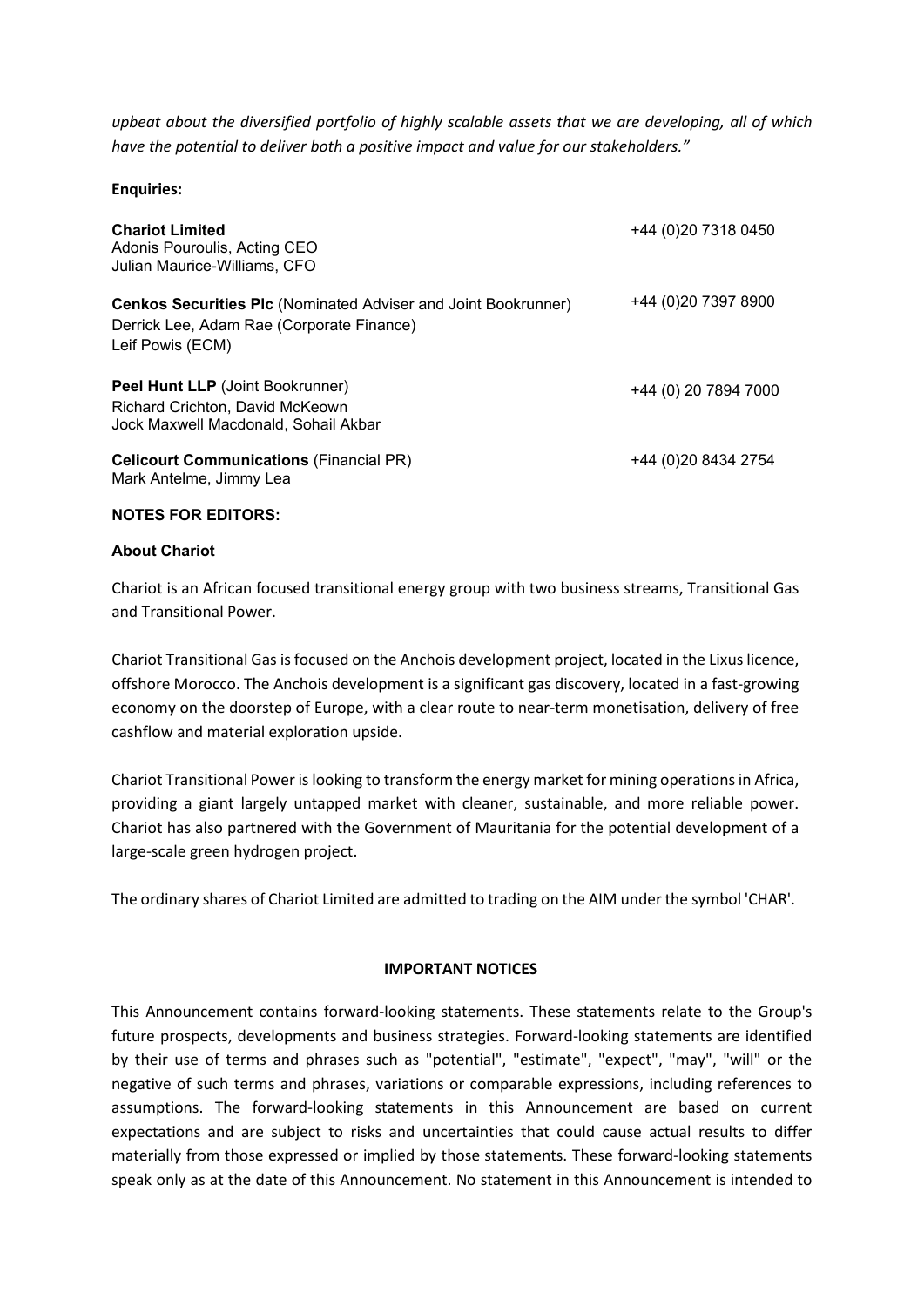*upbeat about the diversified portfolio of highly scalable assets that we are developing, all of which have the potential to deliver both a positive impact and value for our stakeholders."*

**Enquiries:**

| | |
|---|---|
| **Chariot Limited**<br>Adonis Pouroulis, Acting CEO<br>Julian Maurice-Williams, CFO | +44 (0)20 7318 0450 |
| **Cenkos Securities Plc** (Nominated Adviser and Joint Bookrunner)<br>Derrick Lee, Adam Rae (Corporate Finance)<br>Leif Powis (ECM) | +44 (0)20 7397 8900 |
| **Peel Hunt LLP** (Joint Bookrunner)<br>Richard Crichton, David McKeown<br>Jock Maxwell Macdonald, Sohail Akbar | +44 (0) 20 7894 7000 |
| **Celicourt Communications** (Financial PR)<br>Mark Antelme, Jimmy Lea | +44 (0)20 8434 2754 |

**NOTES FOR EDITORS:**

**About Chariot**

Chariot is an African focused transitional energy group with two business streams, Transitional Gas and Transitional Power.

Chariot Transitional Gas is focused on the Anchois development project, located in the Lixus licence, offshore Morocco. The Anchois development is a significant gas discovery, located in a fast-growing economy on the doorstep of Europe, with a clear route to near-term monetisation, delivery of free cashflow and material exploration upside.

Chariot Transitional Power is looking to transform the energy market for mining operations in Africa, providing a giant largely untapped market with cleaner, sustainable, and more reliable power. Chariot has also partnered with the Government of Mauritania for the potential development of a large-scale green hydrogen project.

The ordinary shares of Chariot Limited are admitted to trading on the AIM under the symbol 'CHAR'.

**IMPORTANT NOTICES**

This Announcement contains forward-looking statements. These statements relate to the Group's future prospects, developments and business strategies. Forward-looking statements are identified by their use of terms and phrases such as "potential", "estimate", "expect", "may", "will" or the negative of such terms and phrases, variations or comparable expressions, including references to assumptions. The forward-looking statements in this Announcement are based on current expectations and are subject to risks and uncertainties that could cause actual results to differ materially from those expressed or implied by those statements. These forward-looking statements speak only as at the date of this Announcement. No statement in this Announcement is intended to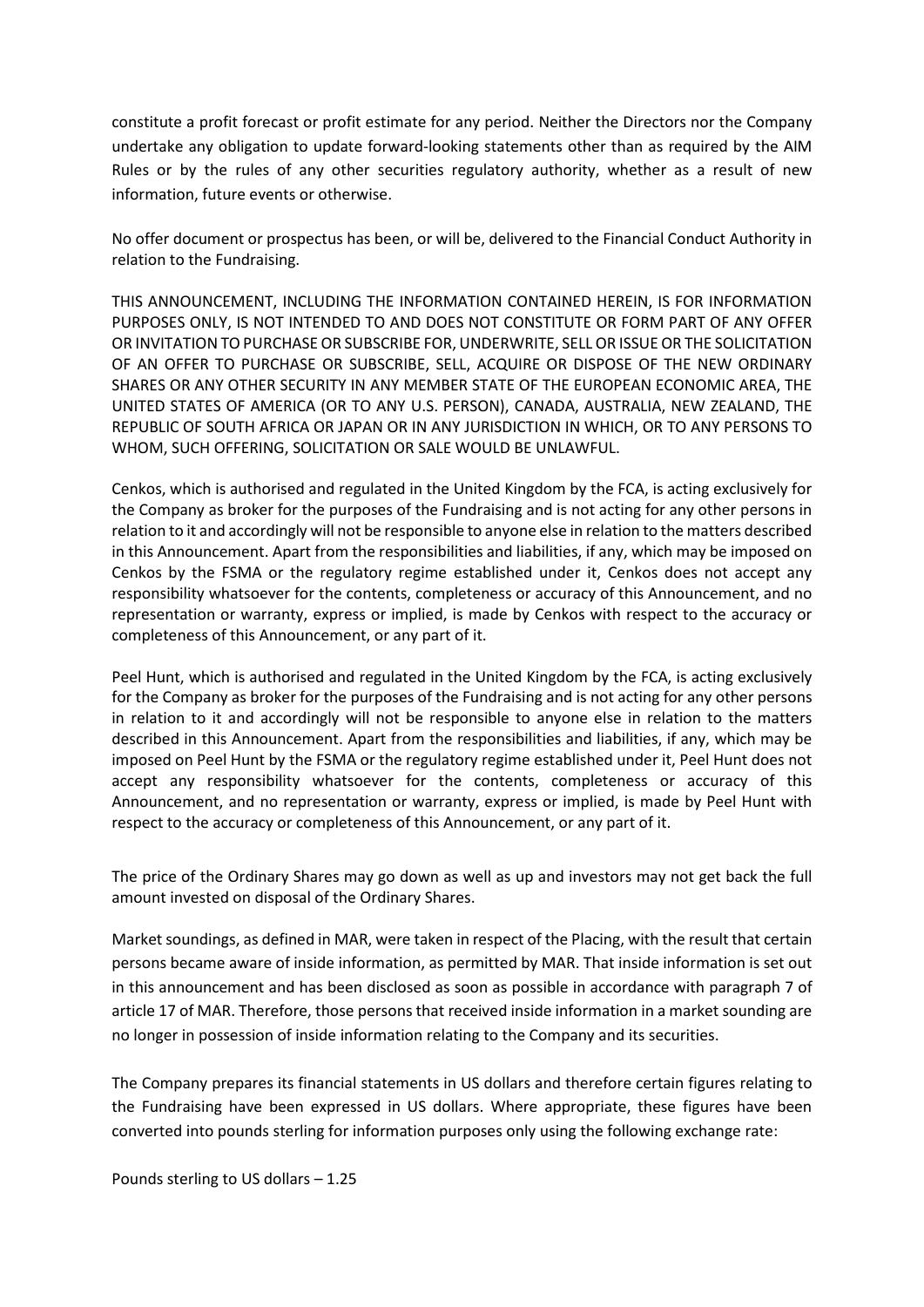constitute a profit forecast or profit estimate for any period. Neither the Directors nor the Company undertake any obligation to update forward-looking statements other than as required by the AIM Rules or by the rules of any other securities regulatory authority, whether as a result of new information, future events or otherwise.

No offer document or prospectus has been, or will be, delivered to the Financial Conduct Authority in relation to the Fundraising.

THIS ANNOUNCEMENT, INCLUDING THE INFORMATION CONTAINED HEREIN, IS FOR INFORMATION PURPOSES ONLY, IS NOT INTENDED TO AND DOES NOT CONSTITUTE OR FORM PART OF ANY OFFER OR INVITATION TO PURCHASE OR SUBSCRIBE FOR, UNDERWRITE, SELL OR ISSUE OR THE SOLICITATION OF AN OFFER TO PURCHASE OR SUBSCRIBE, SELL, ACQUIRE OR DISPOSE OF THE NEW ORDINARY SHARES OR ANY OTHER SECURITY IN ANY MEMBER STATE OF THE EUROPEAN ECONOMIC AREA, THE UNITED STATES OF AMERICA (OR TO ANY U.S. PERSON), CANADA, AUSTRALIA, NEW ZEALAND, THE REPUBLIC OF SOUTH AFRICA OR JAPAN OR IN ANY JURISDICTION IN WHICH, OR TO ANY PERSONS TO WHOM, SUCH OFFERING, SOLICITATION OR SALE WOULD BE UNLAWFUL.

Cenkos, which is authorised and regulated in the United Kingdom by the FCA, is acting exclusively for the Company as broker for the purposes of the Fundraising and is not acting for any other persons in relation to it and accordingly will not be responsible to anyone else in relation to the matters described in this Announcement. Apart from the responsibilities and liabilities, if any, which may be imposed on Cenkos by the FSMA or the regulatory regime established under it, Cenkos does not accept any responsibility whatsoever for the contents, completeness or accuracy of this Announcement, and no representation or warranty, express or implied, is made by Cenkos with respect to the accuracy or completeness of this Announcement, or any part of it.

Peel Hunt, which is authorised and regulated in the United Kingdom by the FCA, is acting exclusively for the Company as broker for the purposes of the Fundraising and is not acting for any other persons in relation to it and accordingly will not be responsible to anyone else in relation to the matters described in this Announcement. Apart from the responsibilities and liabilities, if any, which may be imposed on Peel Hunt by the FSMA or the regulatory regime established under it, Peel Hunt does not accept any responsibility whatsoever for the contents, completeness or accuracy of this Announcement, and no representation or warranty, express or implied, is made by Peel Hunt with respect to the accuracy or completeness of this Announcement, or any part of it.

The price of the Ordinary Shares may go down as well as up and investors may not get back the full amount invested on disposal of the Ordinary Shares.

Market soundings, as defined in MAR, were taken in respect of the Placing, with the result that certain persons became aware of inside information, as permitted by MAR. That inside information is set out in this announcement and has been disclosed as soon as possible in accordance with paragraph 7 of article 17 of MAR. Therefore, those persons that received inside information in a market sounding are no longer in possession of inside information relating to the Company and its securities.

The Company prepares its financial statements in US dollars and therefore certain figures relating to the Fundraising have been expressed in US dollars. Where appropriate, these figures have been converted into pounds sterling for information purposes only using the following exchange rate:

Pounds sterling to US dollars – 1.25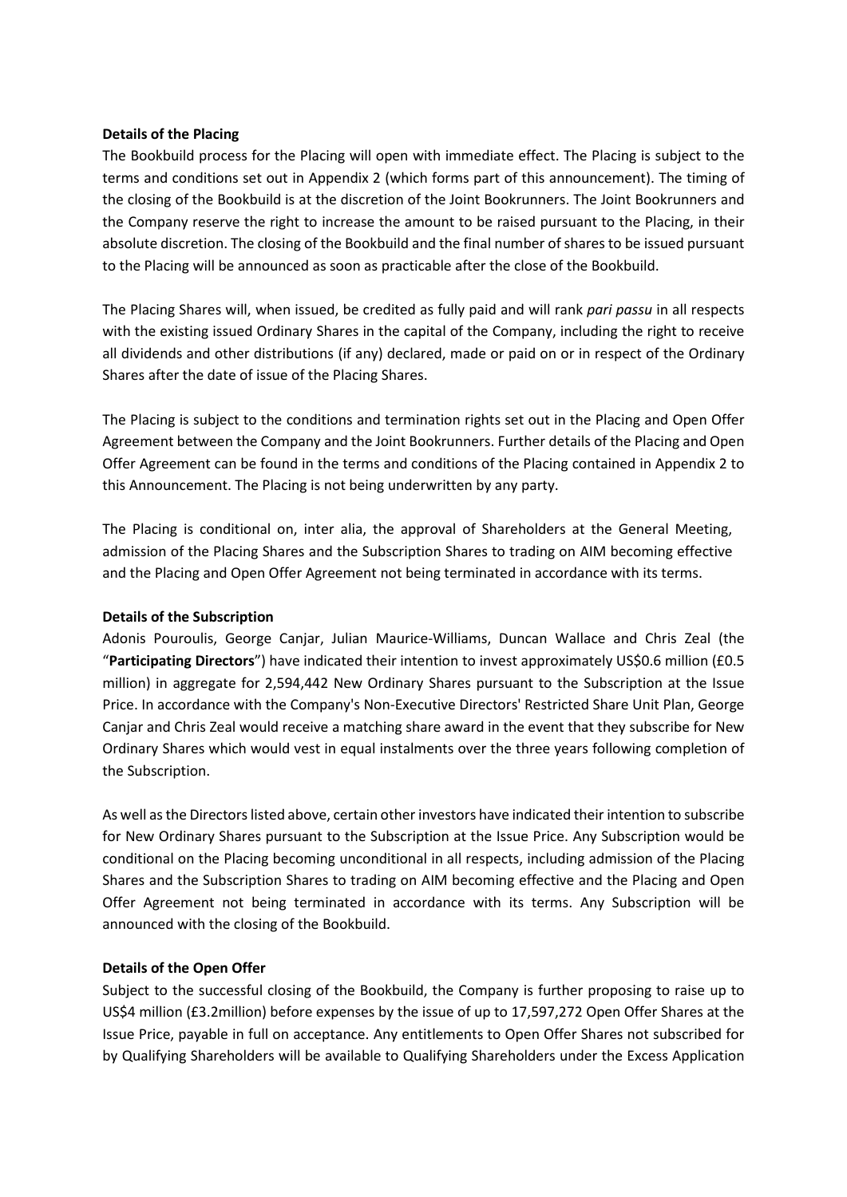**Details of the Placing**

The Bookbuild process for the Placing will open with immediate effect. The Placing is subject to the terms and conditions set out in Appendix 2 (which forms part of this announcement). The timing of the closing of the Bookbuild is at the discretion of the Joint Bookrunners. The Joint Bookrunners and the Company reserve the right to increase the amount to be raised pursuant to the Placing, in their absolute discretion. The closing of the Bookbuild and the final number of shares to be issued pursuant to the Placing will be announced as soon as practicable after the close of the Bookbuild.

The Placing Shares will, when issued, be credited as fully paid and will rank *pari passu* in all respects with the existing issued Ordinary Shares in the capital of the Company, including the right to receive all dividends and other distributions (if any) declared, made or paid on or in respect of the Ordinary Shares after the date of issue of the Placing Shares.

The Placing is subject to the conditions and termination rights set out in the Placing and Open Offer Agreement between the Company and the Joint Bookrunners. Further details of the Placing and Open Offer Agreement can be found in the terms and conditions of the Placing contained in Appendix 2 to this Announcement. The Placing is not being underwritten by any party.

The Placing is conditional on, inter alia, the approval of Shareholders at the General Meeting, admission of the Placing Shares and the Subscription Shares to trading on AIM becoming effective and the Placing and Open Offer Agreement not being terminated in accordance with its terms.

**Details of the Subscription**

Adonis Pouroulis, George Canjar, Julian Maurice-Williams, Duncan Wallace and Chris Zeal (the "**Participating Directors**") have indicated their intention to invest approximately US$0.6 million (£0.5 million) in aggregate for 2,594,442 New Ordinary Shares pursuant to the Subscription at the Issue Price. In accordance with the Company's Non-Executive Directors' Restricted Share Unit Plan, George Canjar and Chris Zeal would receive a matching share award in the event that they subscribe for New Ordinary Shares which would vest in equal instalments over the three years following completion of the Subscription.

As well as the Directors listed above, certain other investors have indicated their intention to subscribe for New Ordinary Shares pursuant to the Subscription at the Issue Price. Any Subscription would be conditional on the Placing becoming unconditional in all respects, including admission of the Placing Shares and the Subscription Shares to trading on AIM becoming effective and the Placing and Open Offer Agreement not being terminated in accordance with its terms. Any Subscription will be announced with the closing of the Bookbuild.

**Details of the Open Offer**

Subject to the successful closing of the Bookbuild, the Company is further proposing to raise up to US$4 million (£3.2million) before expenses by the issue of up to 17,597,272 Open Offer Shares at the Issue Price, payable in full on acceptance. Any entitlements to Open Offer Shares not subscribed for by Qualifying Shareholders will be available to Qualifying Shareholders under the Excess Application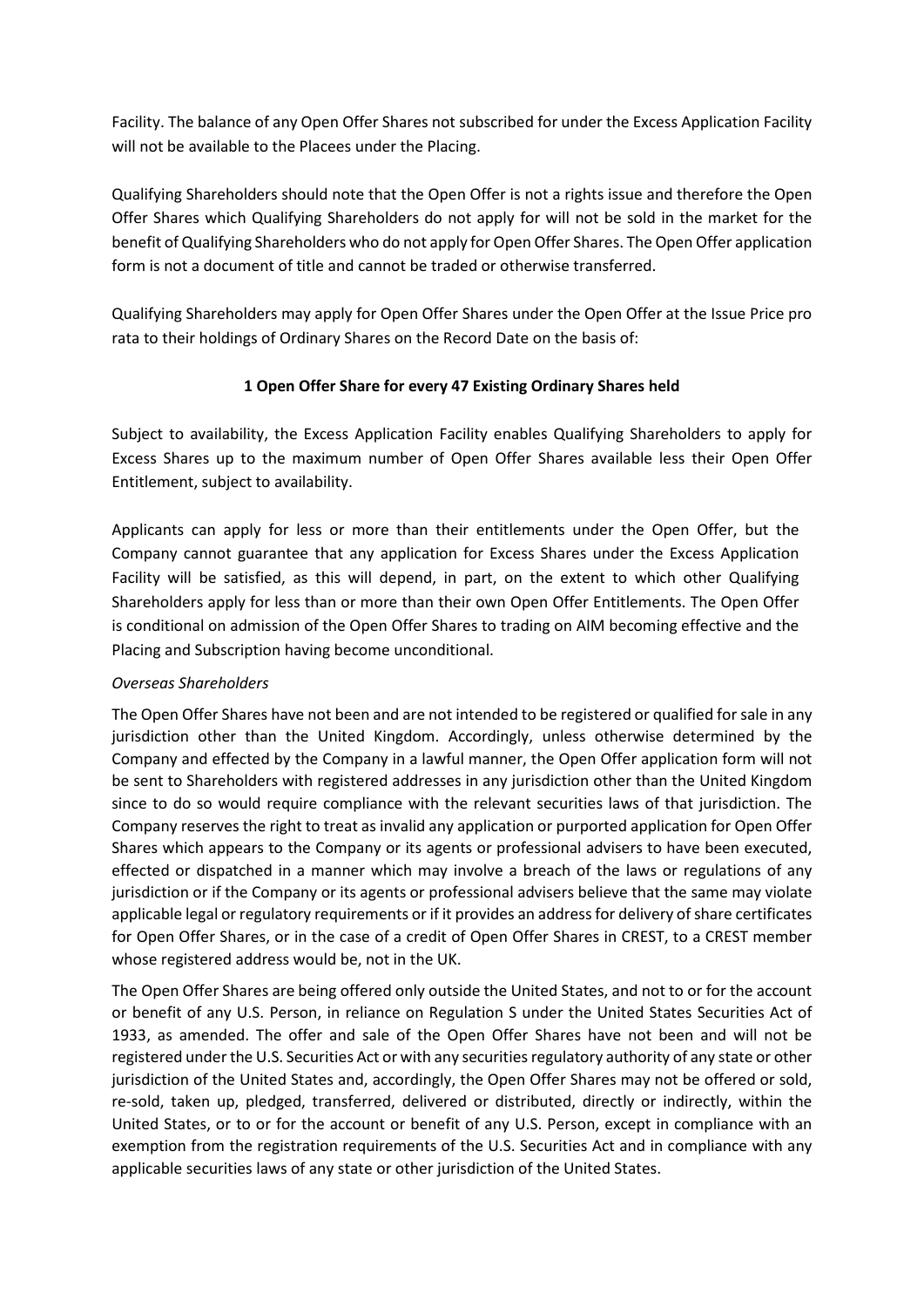Facility. The balance of any Open Offer Shares not subscribed for under the Excess Application Facility will not be available to the Placees under the Placing.

Qualifying Shareholders should note that the Open Offer is not a rights issue and therefore the Open Offer Shares which Qualifying Shareholders do not apply for will not be sold in the market for the benefit of Qualifying Shareholders who do not apply for Open Offer Shares. The Open Offer application form is not a document of title and cannot be traded or otherwise transferred.

Qualifying Shareholders may apply for Open Offer Shares under the Open Offer at the Issue Price pro rata to their holdings of Ordinary Shares on the Record Date on the basis of:

**1 Open Offer Share for every 47 Existing Ordinary Shares held**

Subject to availability, the Excess Application Facility enables Qualifying Shareholders to apply for Excess Shares up to the maximum number of Open Offer Shares available less their Open Offer Entitlement, subject to availability.

Applicants can apply for less or more than their entitlements under the Open Offer, but the Company cannot guarantee that any application for Excess Shares under the Excess Application Facility will be satisfied, as this will depend, in part, on the extent to which other Qualifying Shareholders apply for less than or more than their own Open Offer Entitlements. The Open Offer is conditional on admission of the Open Offer Shares to trading on AIM becoming effective and the Placing and Subscription having become unconditional.

*Overseas Shareholders*

The Open Offer Shares have not been and are not intended to be registered or qualified for sale in any jurisdiction other than the United Kingdom. Accordingly, unless otherwise determined by the Company and effected by the Company in a lawful manner, the Open Offer application form will not be sent to Shareholders with registered addresses in any jurisdiction other than the United Kingdom since to do so would require compliance with the relevant securities laws of that jurisdiction. The Company reserves the right to treat as invalid any application or purported application for Open Offer Shares which appears to the Company or its agents or professional advisers to have been executed, effected or dispatched in a manner which may involve a breach of the laws or regulations of any jurisdiction or if the Company or its agents or professional advisers believe that the same may violate applicable legal or regulatory requirements or if it provides an address for delivery of share certificates for Open Offer Shares, or in the case of a credit of Open Offer Shares in CREST, to a CREST member whose registered address would be, not in the UK.

The Open Offer Shares are being offered only outside the United States, and not to or for the account or benefit of any U.S. Person, in reliance on Regulation S under the United States Securities Act of 1933, as amended. The offer and sale of the Open Offer Shares have not been and will not be registered under the U.S. Securities Act or with any securities regulatory authority of any state or other jurisdiction of the United States and, accordingly, the Open Offer Shares may not be offered or sold, re-sold, taken up, pledged, transferred, delivered or distributed, directly or indirectly, within the United States, or to or for the account or benefit of any U.S. Person, except in compliance with an exemption from the registration requirements of the U.S. Securities Act and in compliance with any applicable securities laws of any state or other jurisdiction of the United States.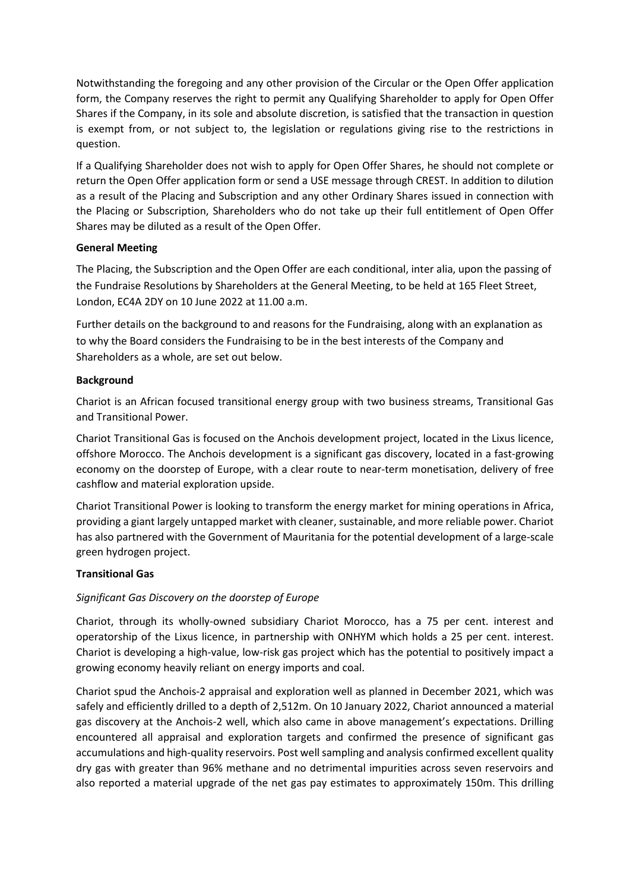Notwithstanding the foregoing and any other provision of the Circular or the Open Offer application form, the Company reserves the right to permit any Qualifying Shareholder to apply for Open Offer Shares if the Company, in its sole and absolute discretion, is satisfied that the transaction in question is exempt from, or not subject to, the legislation or regulations giving rise to the restrictions in question.

If a Qualifying Shareholder does not wish to apply for Open Offer Shares, he should not complete or return the Open Offer application form or send a USE message through CREST. In addition to dilution as a result of the Placing and Subscription and any other Ordinary Shares issued in connection with the Placing or Subscription, Shareholders who do not take up their full entitlement of Open Offer Shares may be diluted as a result of the Open Offer.

**General Meeting**

The Placing, the Subscription and the Open Offer are each conditional, inter alia, upon the passing of the Fundraise Resolutions by Shareholders at the General Meeting, to be held at 165 Fleet Street, London, EC4A 2DY on 10 June 2022 at 11.00 a.m.

Further details on the background to and reasons for the Fundraising, along with an explanation as to why the Board considers the Fundraising to be in the best interests of the Company and Shareholders as a whole, are set out below.

**Background**

Chariot is an African focused transitional energy group with two business streams, Transitional Gas and Transitional Power.

Chariot Transitional Gas is focused on the Anchois development project, located in the Lixus licence, offshore Morocco. The Anchois development is a significant gas discovery, located in a fast-growing economy on the doorstep of Europe, with a clear route to near-term monetisation, delivery of free cashflow and material exploration upside.

Chariot Transitional Power is looking to transform the energy market for mining operations in Africa, providing a giant largely untapped market with cleaner, sustainable, and more reliable power. Chariot has also partnered with the Government of Mauritania for the potential development of a large-scale green hydrogen project.

**Transitional Gas**

*Significant Gas Discovery on the doorstep of Europe*

Chariot, through its wholly-owned subsidiary Chariot Morocco, has a 75 per cent. interest and operatorship of the Lixus licence, in partnership with ONHYM which holds a 25 per cent. interest. Chariot is developing a high-value, low-risk gas project which has the potential to positively impact a growing economy heavily reliant on energy imports and coal.

Chariot spud the Anchois-2 appraisal and exploration well as planned in December 2021, which was safely and efficiently drilled to a depth of 2,512m. On 10 January 2022, Chariot announced a material gas discovery at the Anchois-2 well, which also came in above management's expectations. Drilling encountered all appraisal and exploration targets and confirmed the presence of significant gas accumulations and high-quality reservoirs. Post well sampling and analysis confirmed excellent quality dry gas with greater than 96% methane and no detrimental impurities across seven reservoirs and also reported a material upgrade of the net gas pay estimates to approximately 150m. This drilling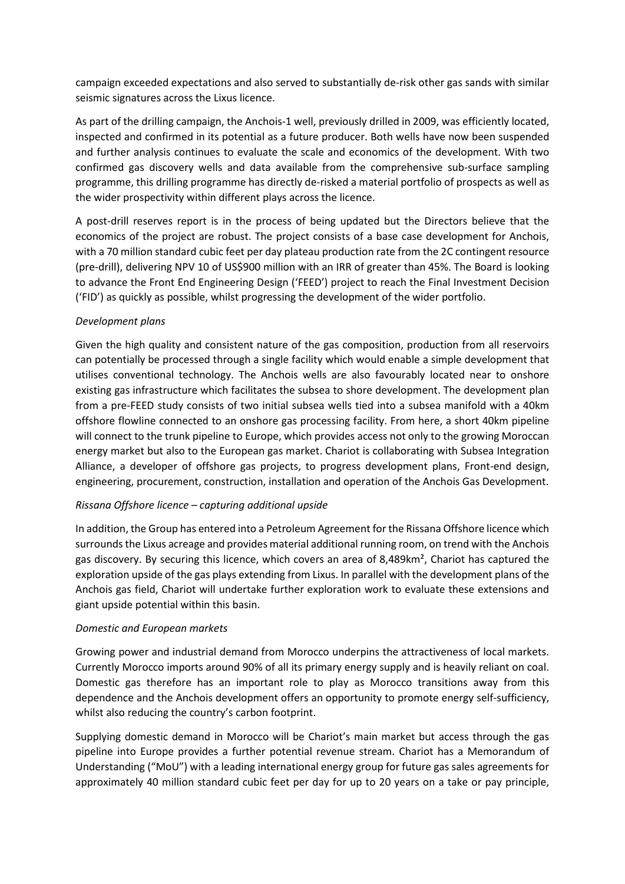campaign exceeded expectations and also served to substantially de-risk other gas sands with similar seismic signatures across the Lixus licence.

As part of the drilling campaign, the Anchois-1 well, previously drilled in 2009, was efficiently located, inspected and confirmed in its potential as a future producer. Both wells have now been suspended and further analysis continues to evaluate the scale and economics of the development. With two confirmed gas discovery wells and data available from the comprehensive sub-surface sampling programme, this drilling programme has directly de-risked a material portfolio of prospects as well as the wider prospectivity within different plays across the licence.

A post-drill reserves report is in the process of being updated but the Directors believe that the economics of the project are robust. The project consists of a base case development for Anchois, with a 70 million standard cubic feet per day plateau production rate from the 2C contingent resource (pre-drill), delivering NPV 10 of US$900 million with an IRR of greater than 45%. The Board is looking to advance the Front End Engineering Design ('FEED') project to reach the Final Investment Decision ('FID') as quickly as possible, whilst progressing the development of the wider portfolio.

*Development plans*

Given the high quality and consistent nature of the gas composition, production from all reservoirs can potentially be processed through a single facility which would enable a simple development that utilises conventional technology. The Anchois wells are also favourably located near to onshore existing gas infrastructure which facilitates the subsea to shore development. The development plan from a pre-FEED study consists of two initial subsea wells tied into a subsea manifold with a 40km offshore flowline connected to an onshore gas processing facility. From here, a short 40km pipeline will connect to the trunk pipeline to Europe, which provides access not only to the growing Moroccan energy market but also to the European gas market. Chariot is collaborating with Subsea Integration Alliance, a developer of offshore gas projects, to progress development plans, Front-end design, engineering, procurement, construction, installation and operation of the Anchois Gas Development.

*Rissana Offshore licence – capturing additional upside*

In addition, the Group has entered into a Petroleum Agreement for the Rissana Offshore licence which surrounds the Lixus acreage and provides material additional running room, on trend with the Anchois gas discovery. By securing this licence, which covers an area of 8,489km², Chariot has captured the exploration upside of the gas plays extending from Lixus. In parallel with the development plans of the Anchois gas field, Chariot will undertake further exploration work to evaluate these extensions and giant upside potential within this basin.

*Domestic and European markets*

Growing power and industrial demand from Morocco underpins the attractiveness of local markets. Currently Morocco imports around 90% of all its primary energy supply and is heavily reliant on coal. Domestic gas therefore has an important role to play as Morocco transitions away from this dependence and the Anchois development offers an opportunity to promote energy self-sufficiency, whilst also reducing the country's carbon footprint.

Supplying domestic demand in Morocco will be Chariot's main market but access through the gas pipeline into Europe provides a further potential revenue stream. Chariot has a Memorandum of Understanding ("MoU") with a leading international energy group for future gas sales agreements for approximately 40 million standard cubic feet per day for up to 20 years on a take or pay principle,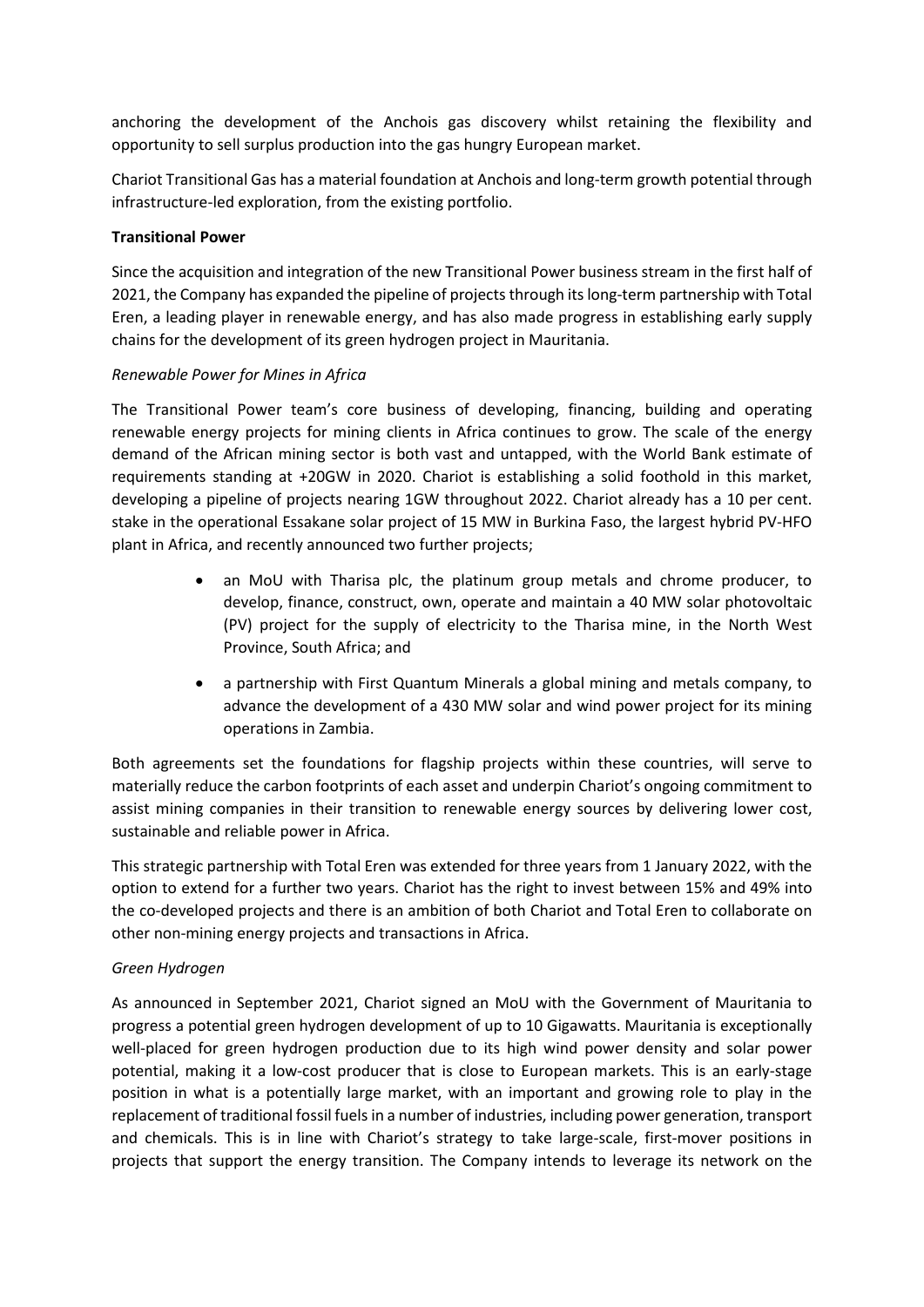anchoring the development of the Anchois gas discovery whilst retaining the flexibility and opportunity to sell surplus production into the gas hungry European market.

Chariot Transitional Gas has a material foundation at Anchois and long-term growth potential through infrastructure-led exploration, from the existing portfolio.

**Transitional Power**

Since the acquisition and integration of the new Transitional Power business stream in the first half of 2021, the Company has expanded the pipeline of projects through its long-term partnership with Total Eren, a leading player in renewable energy, and has also made progress in establishing early supply chains for the development of its green hydrogen project in Mauritania.

*Renewable Power for Mines in Africa*

The Transitional Power team's core business of developing, financing, building and operating renewable energy projects for mining clients in Africa continues to grow. The scale of the energy demand of the African mining sector is both vast and untapped, with the World Bank estimate of requirements standing at +20GW in 2020. Chariot is establishing a solid foothold in this market, developing a pipeline of projects nearing 1GW throughout 2022. Chariot already has a 10 per cent. stake in the operational Essakane solar project of 15 MW in Burkina Faso, the largest hybrid PV-HFO plant in Africa, and recently announced two further projects;

- an MoU with Tharisa plc, the platinum group metals and chrome producer, to develop, finance, construct, own, operate and maintain a 40 MW solar photovoltaic (PV) project for the supply of electricity to the Tharisa mine, in the North West Province, South Africa; and
- a partnership with First Quantum Minerals a global mining and metals company, to advance the development of a 430 MW solar and wind power project for its mining operations in Zambia.

Both agreements set the foundations for flagship projects within these countries, will serve to materially reduce the carbon footprints of each asset and underpin Chariot's ongoing commitment to assist mining companies in their transition to renewable energy sources by delivering lower cost, sustainable and reliable power in Africa.

This strategic partnership with Total Eren was extended for three years from 1 January 2022, with the option to extend for a further two years. Chariot has the right to invest between 15% and 49% into the co-developed projects and there is an ambition of both Chariot and Total Eren to collaborate on other non-mining energy projects and transactions in Africa.

*Green Hydrogen*

As announced in September 2021, Chariot signed an MoU with the Government of Mauritania to progress a potential green hydrogen development of up to 10 Gigawatts. Mauritania is exceptionally well-placed for green hydrogen production due to its high wind power density and solar power potential, making it a low-cost producer that is close to European markets. This is an early-stage position in what is a potentially large market, with an important and growing role to play in the replacement of traditional fossil fuels in a number of industries, including power generation, transport and chemicals. This is in line with Chariot's strategy to take large-scale, first-mover positions in projects that support the energy transition. The Company intends to leverage its network on the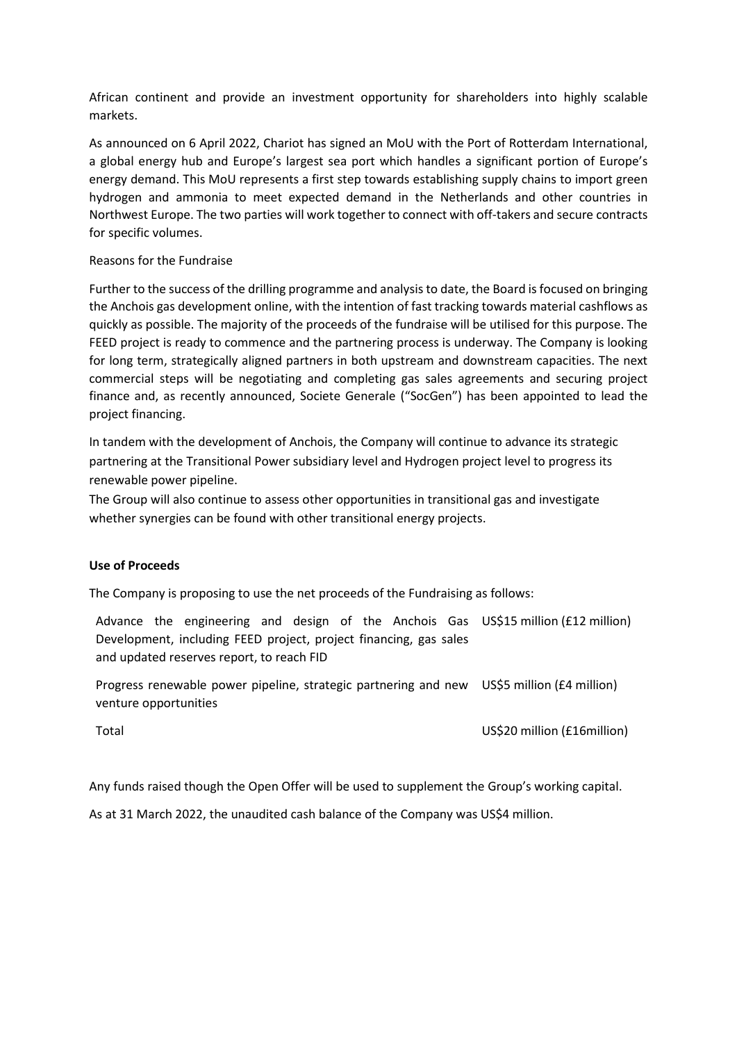African continent and provide an investment opportunity for shareholders into highly scalable markets.

As announced on 6 April 2022, Chariot has signed an MoU with the Port of Rotterdam International, a global energy hub and Europe's largest sea port which handles a significant portion of Europe's energy demand. This MoU represents a first step towards establishing supply chains to import green hydrogen and ammonia to meet expected demand in the Netherlands and other countries in Northwest Europe. The two parties will work together to connect with off-takers and secure contracts for specific volumes.

Reasons for the Fundraise

Further to the success of the drilling programme and analysis to date, the Board is focused on bringing the Anchois gas development online, with the intention of fast tracking towards material cashflows as quickly as possible. The majority of the proceeds of the fundraise will be utilised for this purpose. The FEED project is ready to commence and the partnering process is underway. The Company is looking for long term, strategically aligned partners in both upstream and downstream capacities. The next commercial steps will be negotiating and completing gas sales agreements and securing project finance and, as recently announced, Societe Generale ("SocGen") has been appointed to lead the project financing.

In tandem with the development of Anchois, the Company will continue to advance its strategic partnering at the Transitional Power subsidiary level and Hydrogen project level to progress its renewable power pipeline.

The Group will also continue to assess other opportunities in transitional gas and investigate whether synergies can be found with other transitional energy projects.

**Use of Proceeds**

The Company is proposing to use the net proceeds of the Fundraising as follows:

| | |
|---|---|
| Advance the engineering and design of the Anchois Gas Development, including FEED project, project financing, gas sales and updated reserves report, to reach FID | US$15 million (£12 million) |
| Progress renewable power pipeline, strategic partnering and new venture opportunities | US$5 million (£4 million) |
| Total | US$20 million (£16million) |

Any funds raised though the Open Offer will be used to supplement the Group's working capital.

As at 31 March 2022, the unaudited cash balance of the Company was US$4 million.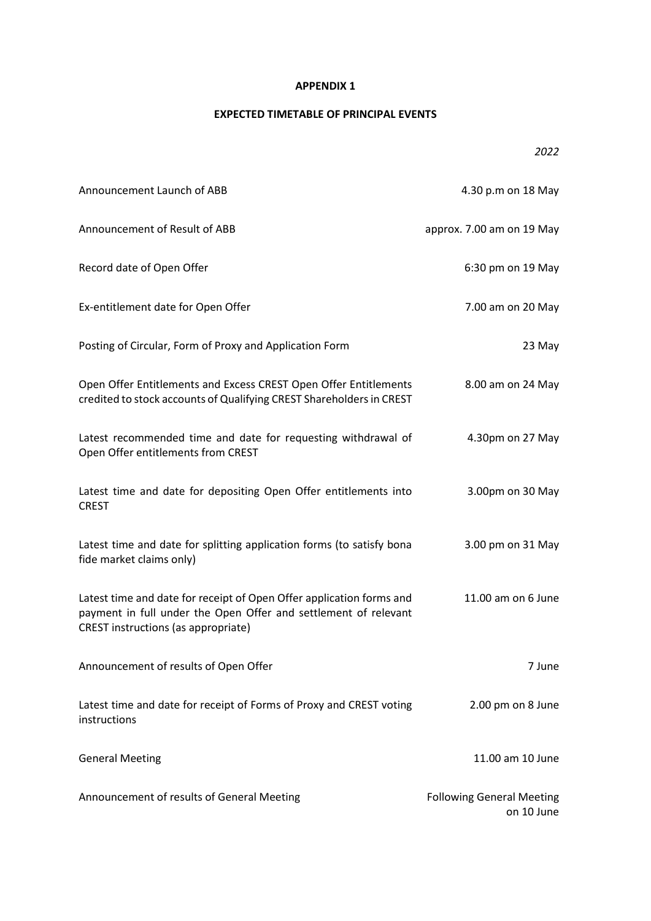**APPENDIX 1**

**EXPECTED TIMETABLE OF PRINCIPAL EVENTS**

| | *2022* |
|---|---|
| Announcement Launch of ABB | 4.30 p.m on 18 May |
| Announcement of Result of ABB | approx. 7.00 am on 19 May |
| Record date of Open Offer | 6:30 pm on 19 May |
| Ex-entitlement date for Open Offer | 7.00 am on 20 May |
| Posting of Circular, Form of Proxy and Application Form | 23 May |
| Open Offer Entitlements and Excess CREST Open Offer Entitlements credited to stock accounts of Qualifying CREST Shareholders in CREST | 8.00 am on 24 May |
| Latest recommended time and date for requesting withdrawal of Open Offer entitlements from CREST | 4.30pm on 27 May |
| Latest time and date for depositing Open Offer entitlements into CREST | 3.00pm on 30 May |
| Latest time and date for splitting application forms (to satisfy bona fide market claims only) | 3.00 pm on 31 May |
| Latest time and date for receipt of Open Offer application forms and payment in full under the Open Offer and settlement of relevant CREST instructions (as appropriate) | 11.00 am on 6 June |
| Announcement of results of Open Offer | 7 June |
| Latest time and date for receipt of Forms of Proxy and CREST voting instructions | 2.00 pm on 8 June |
| General Meeting | 11.00 am 10 June |
| Announcement of results of General Meeting | Following General Meeting on 10 June |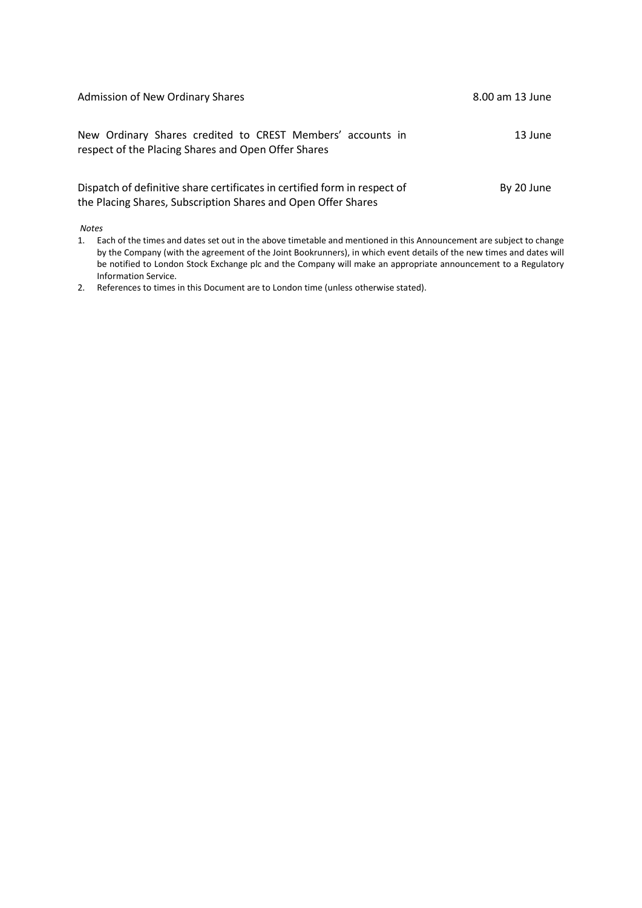| | |
|---|---|
| Admission of New Ordinary Shares | 8.00 am 13 June |
| New Ordinary Shares credited to CREST Members' accounts in respect of the Placing Shares and Open Offer Shares | 13 June |
| Dispatch of definitive share certificates in certified form in respect of the Placing Shares, Subscription Shares and Open Offer Shares | By 20 June |

*Notes*

1. Each of the times and dates set out in the above timetable and mentioned in this Announcement are subject to change by the Company (with the agreement of the Joint Bookrunners), in which event details of the new times and dates will be notified to London Stock Exchange plc and the Company will make an appropriate announcement to a Regulatory Information Service.
2. References to times in this Document are to London time (unless otherwise stated).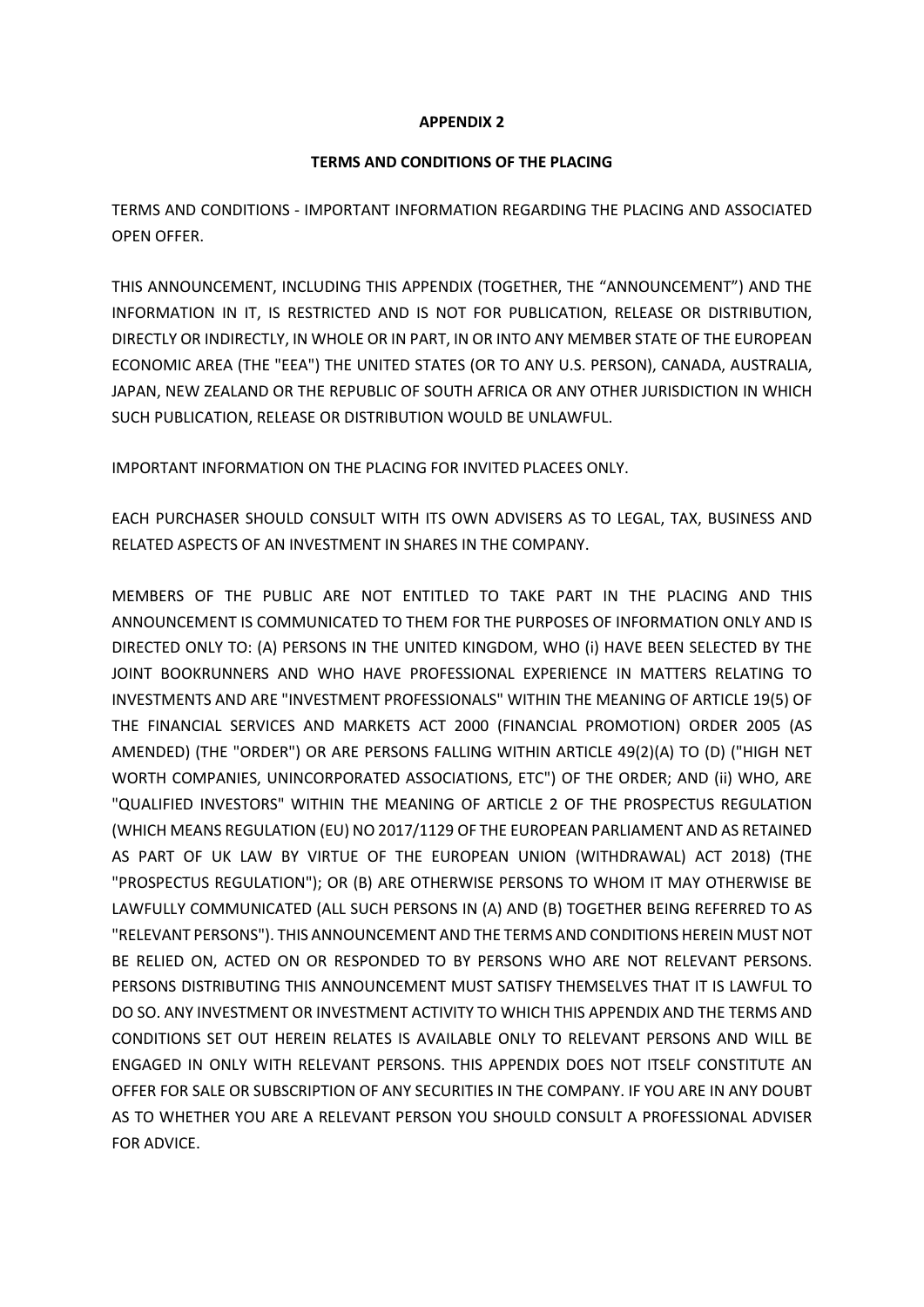**APPENDIX 2**

**TERMS AND CONDITIONS OF THE PLACING**

TERMS AND CONDITIONS - IMPORTANT INFORMATION REGARDING THE PLACING AND ASSOCIATED OPEN OFFER.

THIS ANNOUNCEMENT, INCLUDING THIS APPENDIX (TOGETHER, THE "ANNOUNCEMENT") AND THE INFORMATION IN IT, IS RESTRICTED AND IS NOT FOR PUBLICATION, RELEASE OR DISTRIBUTION, DIRECTLY OR INDIRECTLY, IN WHOLE OR IN PART, IN OR INTO ANY MEMBER STATE OF THE EUROPEAN ECONOMIC AREA (THE "EEA") THE UNITED STATES (OR TO ANY U.S. PERSON), CANADA, AUSTRALIA, JAPAN, NEW ZEALAND OR THE REPUBLIC OF SOUTH AFRICA OR ANY OTHER JURISDICTION IN WHICH SUCH PUBLICATION, RELEASE OR DISTRIBUTION WOULD BE UNLAWFUL.

IMPORTANT INFORMATION ON THE PLACING FOR INVITED PLACEES ONLY.

EACH PURCHASER SHOULD CONSULT WITH ITS OWN ADVISERS AS TO LEGAL, TAX, BUSINESS AND RELATED ASPECTS OF AN INVESTMENT IN SHARES IN THE COMPANY.

MEMBERS OF THE PUBLIC ARE NOT ENTITLED TO TAKE PART IN THE PLACING AND THIS ANNOUNCEMENT IS COMMUNICATED TO THEM FOR THE PURPOSES OF INFORMATION ONLY AND IS DIRECTED ONLY TO: (A) PERSONS IN THE UNITED KINGDOM, WHO (i) HAVE BEEN SELECTED BY THE JOINT BOOKRUNNERS AND WHO HAVE PROFESSIONAL EXPERIENCE IN MATTERS RELATING TO INVESTMENTS AND ARE "INVESTMENT PROFESSIONALS" WITHIN THE MEANING OF ARTICLE 19(5) OF THE FINANCIAL SERVICES AND MARKETS ACT 2000 (FINANCIAL PROMOTION) ORDER 2005 (AS AMENDED) (THE "ORDER") OR ARE PERSONS FALLING WITHIN ARTICLE 49(2)(A) TO (D) ("HIGH NET WORTH COMPANIES, UNINCORPORATED ASSOCIATIONS, ETC") OF THE ORDER; AND (ii) WHO, ARE "QUALIFIED INVESTORS" WITHIN THE MEANING OF ARTICLE 2 OF THE PROSPECTUS REGULATION (WHICH MEANS REGULATION (EU) NO 2017/1129 OF THE EUROPEAN PARLIAMENT AND AS RETAINED AS PART OF UK LAW BY VIRTUE OF THE EUROPEAN UNION (WITHDRAWAL) ACT 2018) (THE "PROSPECTUS REGULATION"); OR (B) ARE OTHERWISE PERSONS TO WHOM IT MAY OTHERWISE BE LAWFULLY COMMUNICATED (ALL SUCH PERSONS IN (A) AND (B) TOGETHER BEING REFERRED TO AS "RELEVANT PERSONS"). THIS ANNOUNCEMENT AND THE TERMS AND CONDITIONS HEREIN MUST NOT BE RELIED ON, ACTED ON OR RESPONDED TO BY PERSONS WHO ARE NOT RELEVANT PERSONS. PERSONS DISTRIBUTING THIS ANNOUNCEMENT MUST SATISFY THEMSELVES THAT IT IS LAWFUL TO DO SO. ANY INVESTMENT OR INVESTMENT ACTIVITY TO WHICH THIS APPENDIX AND THE TERMS AND CONDITIONS SET OUT HEREIN RELATES IS AVAILABLE ONLY TO RELEVANT PERSONS AND WILL BE ENGAGED IN ONLY WITH RELEVANT PERSONS. THIS APPENDIX DOES NOT ITSELF CONSTITUTE AN OFFER FOR SALE OR SUBSCRIPTION OF ANY SECURITIES IN THE COMPANY. IF YOU ARE IN ANY DOUBT AS TO WHETHER YOU ARE A RELEVANT PERSON YOU SHOULD CONSULT A PROFESSIONAL ADVISER FOR ADVICE.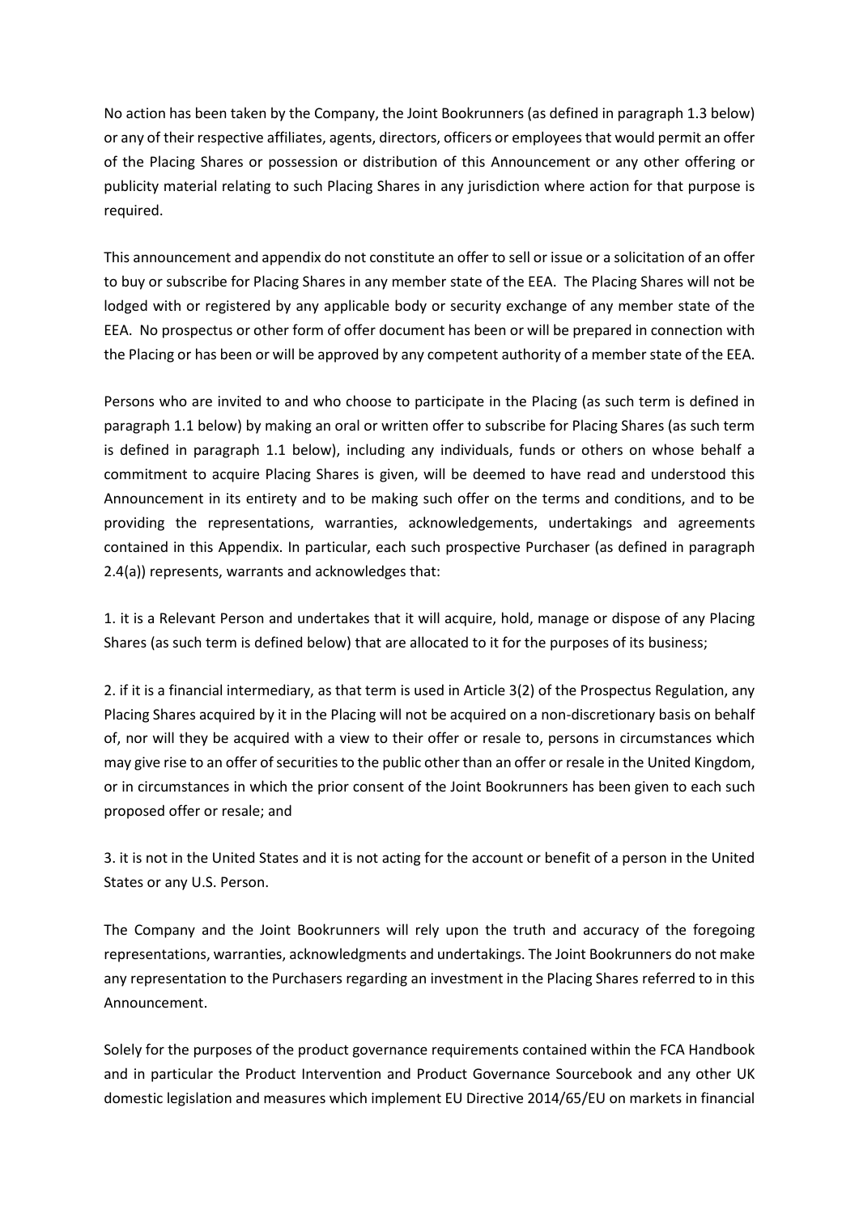No action has been taken by the Company, the Joint Bookrunners (as defined in paragraph 1.3 below) or any of their respective affiliates, agents, directors, officers or employees that would permit an offer of the Placing Shares or possession or distribution of this Announcement or any other offering or publicity material relating to such Placing Shares in any jurisdiction where action for that purpose is required.

This announcement and appendix do not constitute an offer to sell or issue or a solicitation of an offer to buy or subscribe for Placing Shares in any member state of the EEA. The Placing Shares will not be lodged with or registered by any applicable body or security exchange of any member state of the EEA. No prospectus or other form of offer document has been or will be prepared in connection with the Placing or has been or will be approved by any competent authority of a member state of the EEA.

Persons who are invited to and who choose to participate in the Placing (as such term is defined in paragraph 1.1 below) by making an oral or written offer to subscribe for Placing Shares (as such term is defined in paragraph 1.1 below), including any individuals, funds or others on whose behalf a commitment to acquire Placing Shares is given, will be deemed to have read and understood this Announcement in its entirety and to be making such offer on the terms and conditions, and to be providing the representations, warranties, acknowledgements, undertakings and agreements contained in this Appendix. In particular, each such prospective Purchaser (as defined in paragraph 2.4(a)) represents, warrants and acknowledges that:

1. it is a Relevant Person and undertakes that it will acquire, hold, manage or dispose of any Placing Shares (as such term is defined below) that are allocated to it for the purposes of its business;

2. if it is a financial intermediary, as that term is used in Article 3(2) of the Prospectus Regulation, any Placing Shares acquired by it in the Placing will not be acquired on a non-discretionary basis on behalf of, nor will they be acquired with a view to their offer or resale to, persons in circumstances which may give rise to an offer of securities to the public other than an offer or resale in the United Kingdom, or in circumstances in which the prior consent of the Joint Bookrunners has been given to each such proposed offer or resale; and

3. it is not in the United States and it is not acting for the account or benefit of a person in the United States or any U.S. Person.

The Company and the Joint Bookrunners will rely upon the truth and accuracy of the foregoing representations, warranties, acknowledgments and undertakings. The Joint Bookrunners do not make any representation to the Purchasers regarding an investment in the Placing Shares referred to in this Announcement.

Solely for the purposes of the product governance requirements contained within the FCA Handbook and in particular the Product Intervention and Product Governance Sourcebook and any other UK domestic legislation and measures which implement EU Directive 2014/65/EU on markets in financial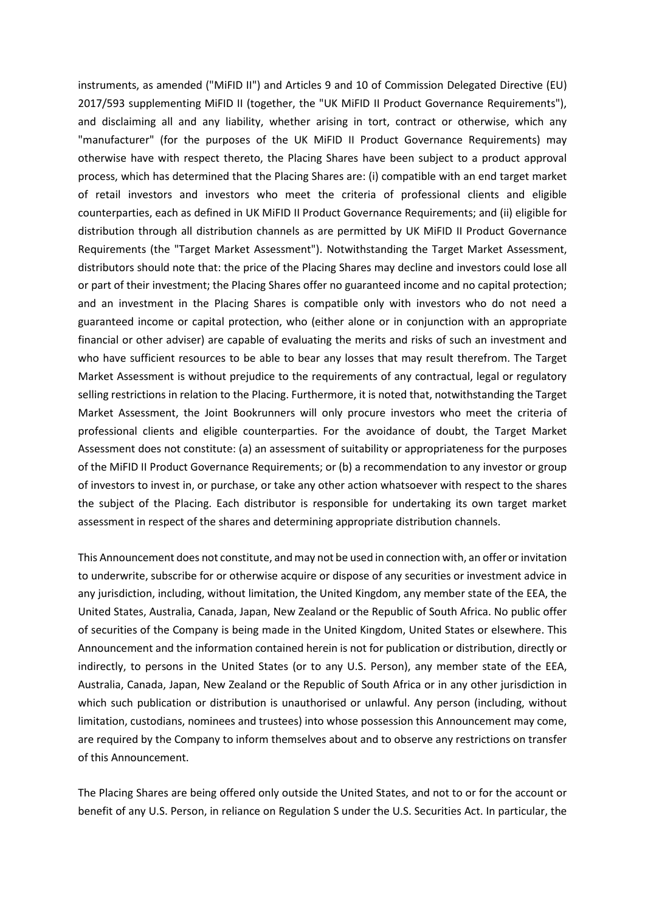instruments, as amended ("MiFID II") and Articles 9 and 10 of Commission Delegated Directive (EU) 2017/593 supplementing MiFID II (together, the "UK MiFID II Product Governance Requirements"), and disclaiming all and any liability, whether arising in tort, contract or otherwise, which any "manufacturer" (for the purposes of the UK MiFID II Product Governance Requirements) may otherwise have with respect thereto, the Placing Shares have been subject to a product approval process, which has determined that the Placing Shares are: (i) compatible with an end target market of retail investors and investors who meet the criteria of professional clients and eligible counterparties, each as defined in UK MiFID II Product Governance Requirements; and (ii) eligible for distribution through all distribution channels as are permitted by UK MiFID II Product Governance Requirements (the "Target Market Assessment"). Notwithstanding the Target Market Assessment, distributors should note that: the price of the Placing Shares may decline and investors could lose all or part of their investment; the Placing Shares offer no guaranteed income and no capital protection; and an investment in the Placing Shares is compatible only with investors who do not need a guaranteed income or capital protection, who (either alone or in conjunction with an appropriate financial or other adviser) are capable of evaluating the merits and risks of such an investment and who have sufficient resources to be able to bear any losses that may result therefrom. The Target Market Assessment is without prejudice to the requirements of any contractual, legal or regulatory selling restrictions in relation to the Placing. Furthermore, it is noted that, notwithstanding the Target Market Assessment, the Joint Bookrunners will only procure investors who meet the criteria of professional clients and eligible counterparties. For the avoidance of doubt, the Target Market Assessment does not constitute: (a) an assessment of suitability or appropriateness for the purposes of the MiFID II Product Governance Requirements; or (b) a recommendation to any investor or group of investors to invest in, or purchase, or take any other action whatsoever with respect to the shares the subject of the Placing. Each distributor is responsible for undertaking its own target market assessment in respect of the shares and determining appropriate distribution channels.

This Announcement does not constitute, and may not be used in connection with, an offer or invitation to underwrite, subscribe for or otherwise acquire or dispose of any securities or investment advice in any jurisdiction, including, without limitation, the United Kingdom, any member state of the EEA, the United States, Australia, Canada, Japan, New Zealand or the Republic of South Africa. No public offer of securities of the Company is being made in the United Kingdom, United States or elsewhere. This Announcement and the information contained herein is not for publication or distribution, directly or indirectly, to persons in the United States (or to any U.S. Person), any member state of the EEA, Australia, Canada, Japan, New Zealand or the Republic of South Africa or in any other jurisdiction in which such publication or distribution is unauthorised or unlawful. Any person (including, without limitation, custodians, nominees and trustees) into whose possession this Announcement may come, are required by the Company to inform themselves about and to observe any restrictions on transfer of this Announcement.

The Placing Shares are being offered only outside the United States, and not to or for the account or benefit of any U.S. Person, in reliance on Regulation S under the U.S. Securities Act. In particular, the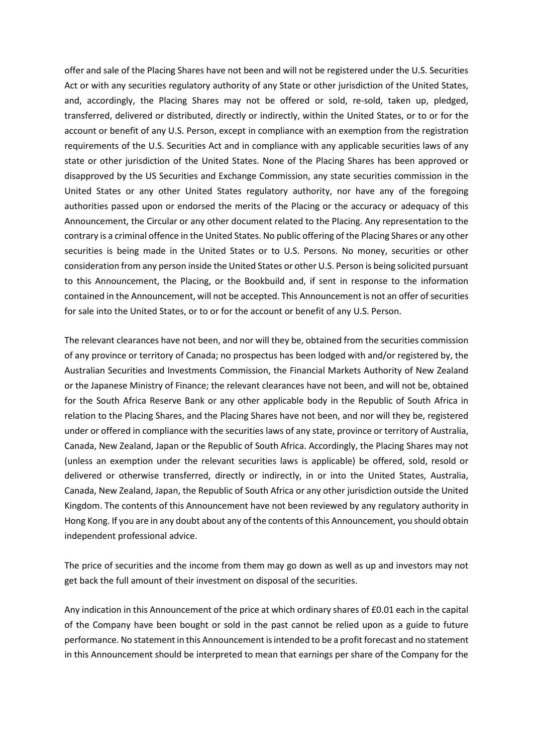offer and sale of the Placing Shares have not been and will not be registered under the U.S. Securities Act or with any securities regulatory authority of any State or other jurisdiction of the United States, and, accordingly, the Placing Shares may not be offered or sold, re-sold, taken up, pledged, transferred, delivered or distributed, directly or indirectly, within the United States, or to or for the account or benefit of any U.S. Person, except in compliance with an exemption from the registration requirements of the U.S. Securities Act and in compliance with any applicable securities laws of any state or other jurisdiction of the United States. None of the Placing Shares has been approved or disapproved by the US Securities and Exchange Commission, any state securities commission in the United States or any other United States regulatory authority, nor have any of the foregoing authorities passed upon or endorsed the merits of the Placing or the accuracy or adequacy of this Announcement, the Circular or any other document related to the Placing. Any representation to the contrary is a criminal offence in the United States. No public offering of the Placing Shares or any other securities is being made in the United States or to U.S. Persons. No money, securities or other consideration from any person inside the United States or other U.S. Person is being solicited pursuant to this Announcement, the Placing, or the Bookbuild and, if sent in response to the information contained in the Announcement, will not be accepted. This Announcement is not an offer of securities for sale into the United States, or to or for the account or benefit of any U.S. Person.

The relevant clearances have not been, and nor will they be, obtained from the securities commission of any province or territory of Canada; no prospectus has been lodged with and/or registered by, the Australian Securities and Investments Commission, the Financial Markets Authority of New Zealand or the Japanese Ministry of Finance; the relevant clearances have not been, and will not be, obtained for the South Africa Reserve Bank or any other applicable body in the Republic of South Africa in relation to the Placing Shares, and the Placing Shares have not been, and nor will they be, registered under or offered in compliance with the securities laws of any state, province or territory of Australia, Canada, New Zealand, Japan or the Republic of South Africa. Accordingly, the Placing Shares may not (unless an exemption under the relevant securities laws is applicable) be offered, sold, resold or delivered or otherwise transferred, directly or indirectly, in or into the United States, Australia, Canada, New Zealand, Japan, the Republic of South Africa or any other jurisdiction outside the United Kingdom. The contents of this Announcement have not been reviewed by any regulatory authority in Hong Kong. If you are in any doubt about any of the contents of this Announcement, you should obtain independent professional advice.

The price of securities and the income from them may go down as well as up and investors may not get back the full amount of their investment on disposal of the securities.

Any indication in this Announcement of the price at which ordinary shares of £0.01 each in the capital of the Company have been bought or sold in the past cannot be relied upon as a guide to future performance. No statement in this Announcement is intended to be a profit forecast and no statement in this Announcement should be interpreted to mean that earnings per share of the Company for the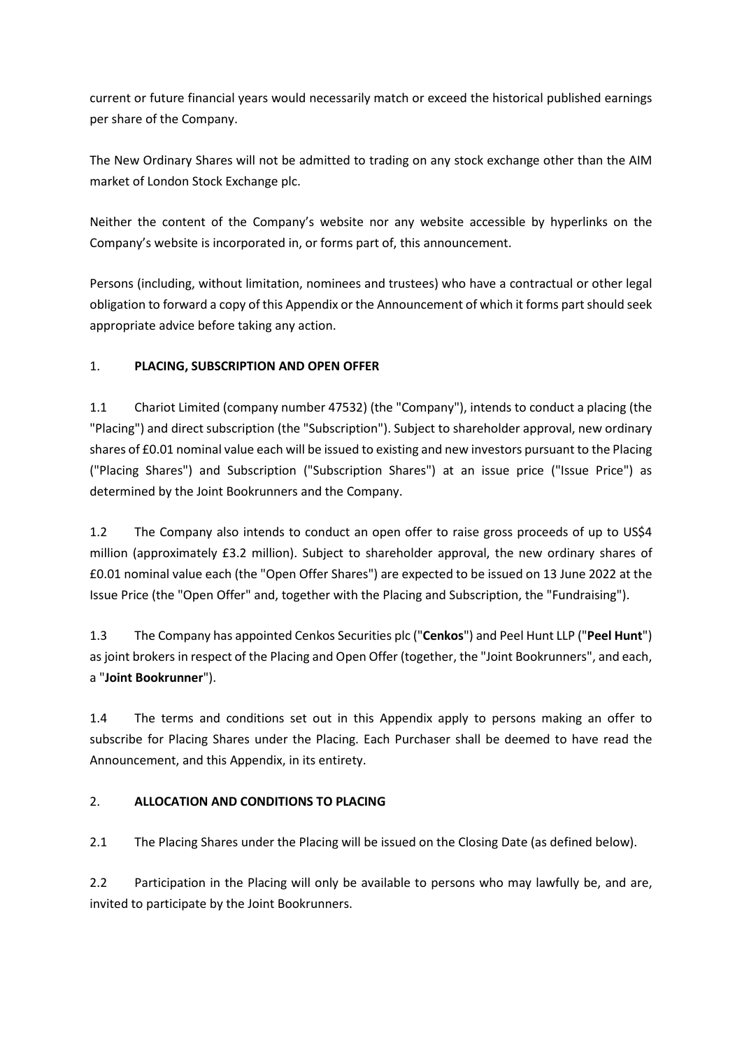current or future financial years would necessarily match or exceed the historical published earnings per share of the Company.

The New Ordinary Shares will not be admitted to trading on any stock exchange other than the AIM market of London Stock Exchange plc.

Neither the content of the Company's website nor any website accessible by hyperlinks on the Company's website is incorporated in, or forms part of, this announcement.

Persons (including, without limitation, nominees and trustees) who have a contractual or other legal obligation to forward a copy of this Appendix or the Announcement of which it forms part should seek appropriate advice before taking any action.

1. **PLACING, SUBSCRIPTION AND OPEN OFFER**

1.1 Chariot Limited (company number 47532) (the "Company"), intends to conduct a placing (the "Placing") and direct subscription (the "Subscription"). Subject to shareholder approval, new ordinary shares of £0.01 nominal value each will be issued to existing and new investors pursuant to the Placing ("Placing Shares") and Subscription ("Subscription Shares") at an issue price ("Issue Price") as determined by the Joint Bookrunners and the Company.

1.2 The Company also intends to conduct an open offer to raise gross proceeds of up to US$4 million (approximately £3.2 million). Subject to shareholder approval, the new ordinary shares of £0.01 nominal value each (the "Open Offer Shares") are expected to be issued on 13 June 2022 at the Issue Price (the "Open Offer" and, together with the Placing and Subscription, the "Fundraising").

1.3 The Company has appointed Cenkos Securities plc ("**Cenkos**") and Peel Hunt LLP ("**Peel Hunt**") as joint brokers in respect of the Placing and Open Offer (together, the "Joint Bookrunners", and each, a "**Joint Bookrunner**").

1.4 The terms and conditions set out in this Appendix apply to persons making an offer to subscribe for Placing Shares under the Placing. Each Purchaser shall be deemed to have read the Announcement, and this Appendix, in its entirety.

2. **ALLOCATION AND CONDITIONS TO PLACING**

2.1 The Placing Shares under the Placing will be issued on the Closing Date (as defined below).

2.2 Participation in the Placing will only be available to persons who may lawfully be, and are, invited to participate by the Joint Bookrunners.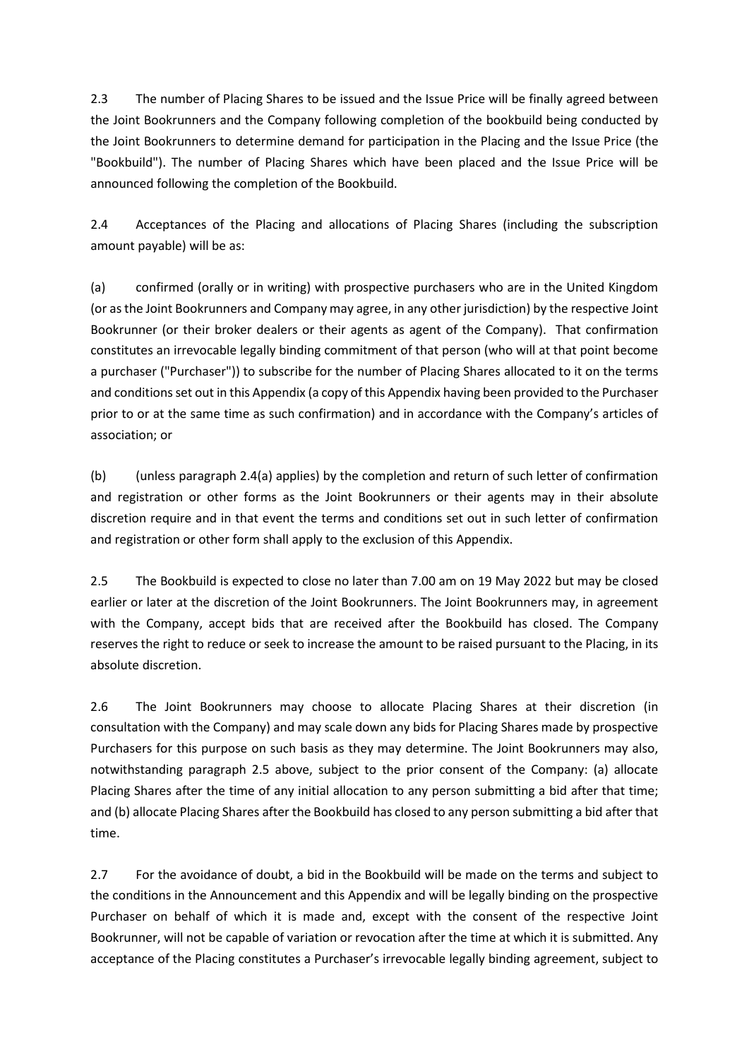2.3 The number of Placing Shares to be issued and the Issue Price will be finally agreed between the Joint Bookrunners and the Company following completion of the bookbuild being conducted by the Joint Bookrunners to determine demand for participation in the Placing and the Issue Price (the "Bookbuild"). The number of Placing Shares which have been placed and the Issue Price will be announced following the completion of the Bookbuild.

2.4 Acceptances of the Placing and allocations of Placing Shares (including the subscription amount payable) will be as:

(a) confirmed (orally or in writing) with prospective purchasers who are in the United Kingdom (or as the Joint Bookrunners and Company may agree, in any other jurisdiction) by the respective Joint Bookrunner (or their broker dealers or their agents as agent of the Company). That confirmation constitutes an irrevocable legally binding commitment of that person (who will at that point become a purchaser ("Purchaser")) to subscribe for the number of Placing Shares allocated to it on the terms and conditions set out in this Appendix (a copy of this Appendix having been provided to the Purchaser prior to or at the same time as such confirmation) and in accordance with the Company's articles of association; or

(b) (unless paragraph 2.4(a) applies) by the completion and return of such letter of confirmation and registration or other forms as the Joint Bookrunners or their agents may in their absolute discretion require and in that event the terms and conditions set out in such letter of confirmation and registration or other form shall apply to the exclusion of this Appendix.

2.5 The Bookbuild is expected to close no later than 7.00 am on 19 May 2022 but may be closed earlier or later at the discretion of the Joint Bookrunners. The Joint Bookrunners may, in agreement with the Company, accept bids that are received after the Bookbuild has closed. The Company reserves the right to reduce or seek to increase the amount to be raised pursuant to the Placing, in its absolute discretion.

2.6 The Joint Bookrunners may choose to allocate Placing Shares at their discretion (in consultation with the Company) and may scale down any bids for Placing Shares made by prospective Purchasers for this purpose on such basis as they may determine. The Joint Bookrunners may also, notwithstanding paragraph 2.5 above, subject to the prior consent of the Company: (a) allocate Placing Shares after the time of any initial allocation to any person submitting a bid after that time; and (b) allocate Placing Shares after the Bookbuild has closed to any person submitting a bid after that time.

2.7 For the avoidance of doubt, a bid in the Bookbuild will be made on the terms and subject to the conditions in the Announcement and this Appendix and will be legally binding on the prospective Purchaser on behalf of which it is made and, except with the consent of the respective Joint Bookrunner, will not be capable of variation or revocation after the time at which it is submitted. Any acceptance of the Placing constitutes a Purchaser's irrevocable legally binding agreement, subject to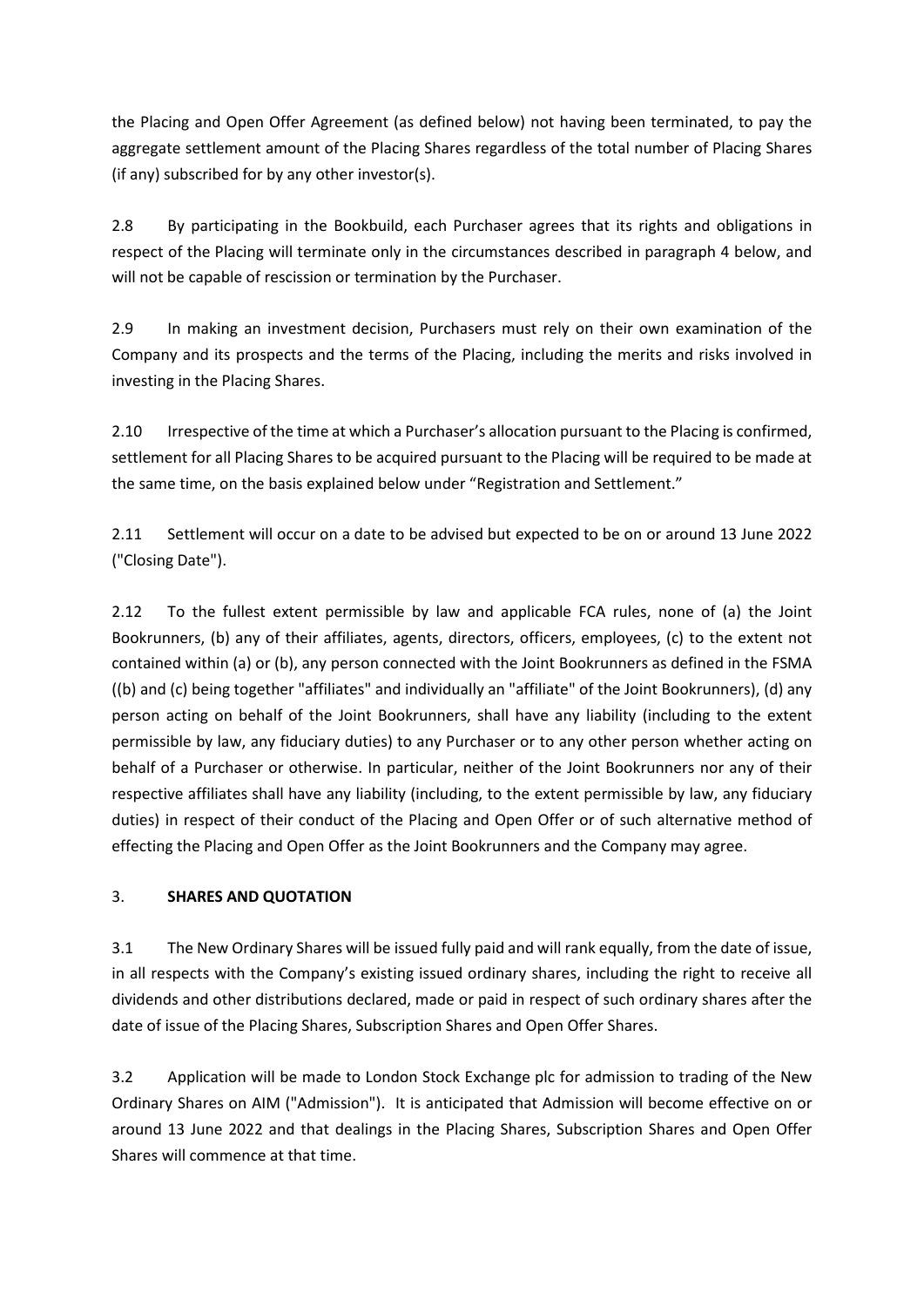the Placing and Open Offer Agreement (as defined below) not having been terminated, to pay the aggregate settlement amount of the Placing Shares regardless of the total number of Placing Shares (if any) subscribed for by any other investor(s).

2.8 By participating in the Bookbuild, each Purchaser agrees that its rights and obligations in respect of the Placing will terminate only in the circumstances described in paragraph 4 below, and will not be capable of rescission or termination by the Purchaser.

2.9 In making an investment decision, Purchasers must rely on their own examination of the Company and its prospects and the terms of the Placing, including the merits and risks involved in investing in the Placing Shares.

2.10 Irrespective of the time at which a Purchaser's allocation pursuant to the Placing is confirmed, settlement for all Placing Shares to be acquired pursuant to the Placing will be required to be made at the same time, on the basis explained below under "Registration and Settlement."

2.11 Settlement will occur on a date to be advised but expected to be on or around 13 June 2022 ("Closing Date").

2.12 To the fullest extent permissible by law and applicable FCA rules, none of (a) the Joint Bookrunners, (b) any of their affiliates, agents, directors, officers, employees, (c) to the extent not contained within (a) or (b), any person connected with the Joint Bookrunners as defined in the FSMA ((b) and (c) being together "affiliates" and individually an "affiliate" of the Joint Bookrunners), (d) any person acting on behalf of the Joint Bookrunners, shall have any liability (including to the extent permissible by law, any fiduciary duties) to any Purchaser or to any other person whether acting on behalf of a Purchaser or otherwise. In particular, neither of the Joint Bookrunners nor any of their respective affiliates shall have any liability (including, to the extent permissible by law, any fiduciary duties) in respect of their conduct of the Placing and Open Offer or of such alternative method of effecting the Placing and Open Offer as the Joint Bookrunners and the Company may agree.

3. **SHARES AND QUOTATION**

3.1 The New Ordinary Shares will be issued fully paid and will rank equally, from the date of issue, in all respects with the Company's existing issued ordinary shares, including the right to receive all dividends and other distributions declared, made or paid in respect of such ordinary shares after the date of issue of the Placing Shares, Subscription Shares and Open Offer Shares.

3.2 Application will be made to London Stock Exchange plc for admission to trading of the New Ordinary Shares on AIM ("Admission"). It is anticipated that Admission will become effective on or around 13 June 2022 and that dealings in the Placing Shares, Subscription Shares and Open Offer Shares will commence at that time.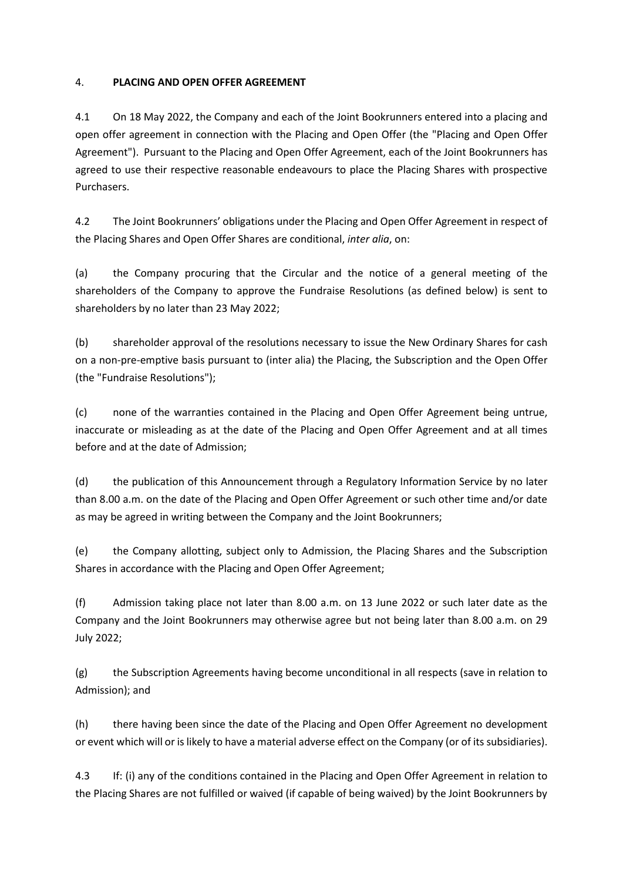## 4. **PLACING AND OPEN OFFER AGREEMENT**

4.1 On 18 May 2022, the Company and each of the Joint Bookrunners entered into a placing and open offer agreement in connection with the Placing and Open Offer (the "Placing and Open Offer Agreement"). Pursuant to the Placing and Open Offer Agreement, each of the Joint Bookrunners has agreed to use their respective reasonable endeavours to place the Placing Shares with prospective Purchasers.

4.2 The Joint Bookrunners' obligations under the Placing and Open Offer Agreement in respect of the Placing Shares and Open Offer Shares are conditional, *inter alia*, on:

(a) the Company procuring that the Circular and the notice of a general meeting of the shareholders of the Company to approve the Fundraise Resolutions (as defined below) is sent to shareholders by no later than 23 May 2022;

(b) shareholder approval of the resolutions necessary to issue the New Ordinary Shares for cash on a non-pre-emptive basis pursuant to (inter alia) the Placing, the Subscription and the Open Offer (the "Fundraise Resolutions");

(c) none of the warranties contained in the Placing and Open Offer Agreement being untrue, inaccurate or misleading as at the date of the Placing and Open Offer Agreement and at all times before and at the date of Admission;

(d) the publication of this Announcement through a Regulatory Information Service by no later than 8.00 a.m. on the date of the Placing and Open Offer Agreement or such other time and/or date as may be agreed in writing between the Company and the Joint Bookrunners;

(e) the Company allotting, subject only to Admission, the Placing Shares and the Subscription Shares in accordance with the Placing and Open Offer Agreement;

(f) Admission taking place not later than 8.00 a.m. on 13 June 2022 or such later date as the Company and the Joint Bookrunners may otherwise agree but not being later than 8.00 a.m. on 29 July 2022;

(g) the Subscription Agreements having become unconditional in all respects (save in relation to Admission); and

(h) there having been since the date of the Placing and Open Offer Agreement no development or event which will or is likely to have a material adverse effect on the Company (or of its subsidiaries).

4.3 If: (i) any of the conditions contained in the Placing and Open Offer Agreement in relation to the Placing Shares are not fulfilled or waived (if capable of being waived) by the Joint Bookrunners by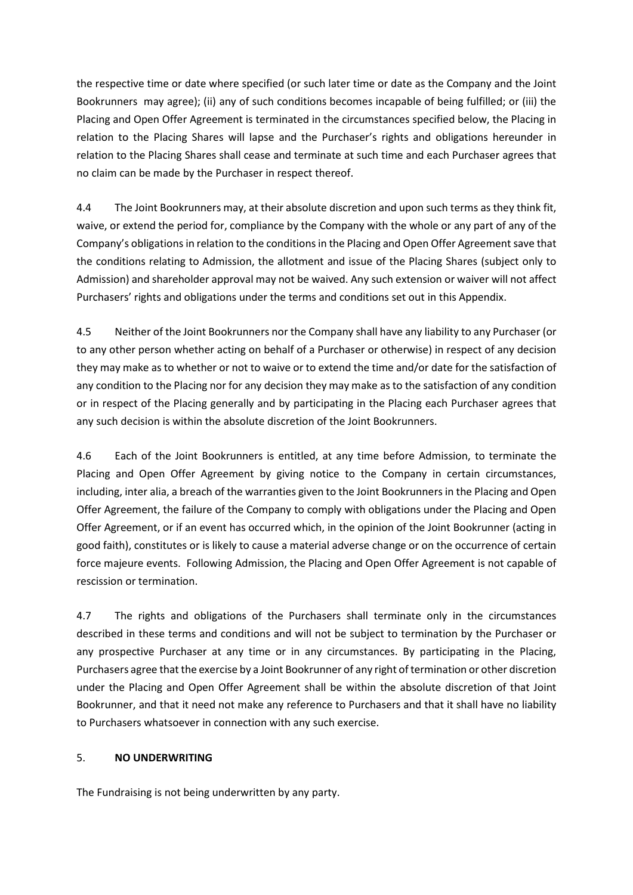the respective time or date where specified (or such later time or date as the Company and the Joint Bookrunners may agree); (ii) any of such conditions becomes incapable of being fulfilled; or (iii) the Placing and Open Offer Agreement is terminated in the circumstances specified below, the Placing in relation to the Placing Shares will lapse and the Purchaser's rights and obligations hereunder in relation to the Placing Shares shall cease and terminate at such time and each Purchaser agrees that no claim can be made by the Purchaser in respect thereof.

4.4 The Joint Bookrunners may, at their absolute discretion and upon such terms as they think fit, waive, or extend the period for, compliance by the Company with the whole or any part of any of the Company's obligations in relation to the conditions in the Placing and Open Offer Agreement save that the conditions relating to Admission, the allotment and issue of the Placing Shares (subject only to Admission) and shareholder approval may not be waived. Any such extension or waiver will not affect Purchasers' rights and obligations under the terms and conditions set out in this Appendix.

4.5 Neither of the Joint Bookrunners nor the Company shall have any liability to any Purchaser (or to any other person whether acting on behalf of a Purchaser or otherwise) in respect of any decision they may make as to whether or not to waive or to extend the time and/or date for the satisfaction of any condition to the Placing nor for any decision they may make as to the satisfaction of any condition or in respect of the Placing generally and by participating in the Placing each Purchaser agrees that any such decision is within the absolute discretion of the Joint Bookrunners.

4.6 Each of the Joint Bookrunners is entitled, at any time before Admission, to terminate the Placing and Open Offer Agreement by giving notice to the Company in certain circumstances, including, inter alia, a breach of the warranties given to the Joint Bookrunners in the Placing and Open Offer Agreement, the failure of the Company to comply with obligations under the Placing and Open Offer Agreement, or if an event has occurred which, in the opinion of the Joint Bookrunner (acting in good faith), constitutes or is likely to cause a material adverse change or on the occurrence of certain force majeure events. Following Admission, the Placing and Open Offer Agreement is not capable of rescission or termination.

4.7 The rights and obligations of the Purchasers shall terminate only in the circumstances described in these terms and conditions and will not be subject to termination by the Purchaser or any prospective Purchaser at any time or in any circumstances. By participating in the Placing, Purchasers agree that the exercise by a Joint Bookrunner of any right of termination or other discretion under the Placing and Open Offer Agreement shall be within the absolute discretion of that Joint Bookrunner, and that it need not make any reference to Purchasers and that it shall have no liability to Purchasers whatsoever in connection with any such exercise.

5. **NO UNDERWRITING**

The Fundraising is not being underwritten by any party.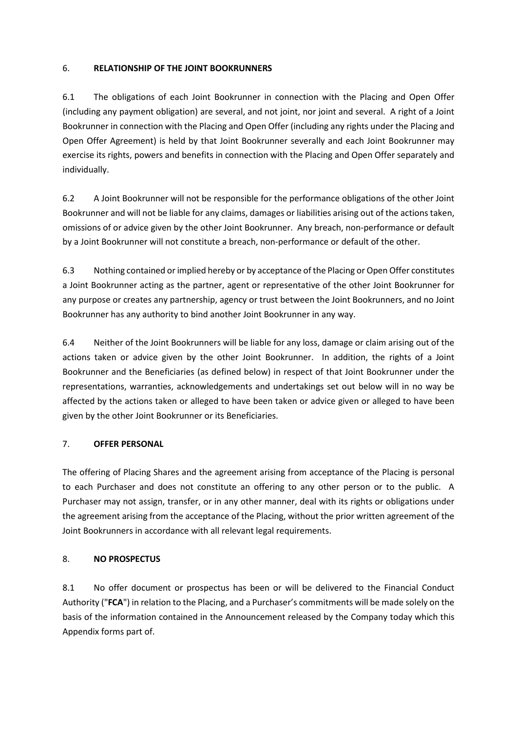## 6. RELATIONSHIP OF THE JOINT BOOKRUNNERS

6.1 The obligations of each Joint Bookrunner in connection with the Placing and Open Offer (including any payment obligation) are several, and not joint, nor joint and several. A right of a Joint Bookrunner in connection with the Placing and Open Offer (including any rights under the Placing and Open Offer Agreement) is held by that Joint Bookrunner severally and each Joint Bookrunner may exercise its rights, powers and benefits in connection with the Placing and Open Offer separately and individually.

6.2 A Joint Bookrunner will not be responsible for the performance obligations of the other Joint Bookrunner and will not be liable for any claims, damages or liabilities arising out of the actions taken, omissions of or advice given by the other Joint Bookrunner. Any breach, non-performance or default by a Joint Bookrunner will not constitute a breach, non-performance or default of the other.

6.3 Nothing contained or implied hereby or by acceptance of the Placing or Open Offer constitutes a Joint Bookrunner acting as the partner, agent or representative of the other Joint Bookrunner for any purpose or creates any partnership, agency or trust between the Joint Bookrunners, and no Joint Bookrunner has any authority to bind another Joint Bookrunner in any way.

6.4 Neither of the Joint Bookrunners will be liable for any loss, damage or claim arising out of the actions taken or advice given by the other Joint Bookrunner. In addition, the rights of a Joint Bookrunner and the Beneficiaries (as defined below) in respect of that Joint Bookrunner under the representations, warranties, acknowledgements and undertakings set out below will in no way be affected by the actions taken or alleged to have been taken or advice given or alleged to have been given by the other Joint Bookrunner or its Beneficiaries.

## 7. OFFER PERSONAL

The offering of Placing Shares and the agreement arising from acceptance of the Placing is personal to each Purchaser and does not constitute an offering to any other person or to the public. A Purchaser may not assign, transfer, or in any other manner, deal with its rights or obligations under the agreement arising from the acceptance of the Placing, without the prior written agreement of the Joint Bookrunners in accordance with all relevant legal requirements.

## 8. NO PROSPECTUS

8.1 No offer document or prospectus has been or will be delivered to the Financial Conduct Authority ("**FCA**") in relation to the Placing, and a Purchaser's commitments will be made solely on the basis of the information contained in the Announcement released by the Company today which this Appendix forms part of.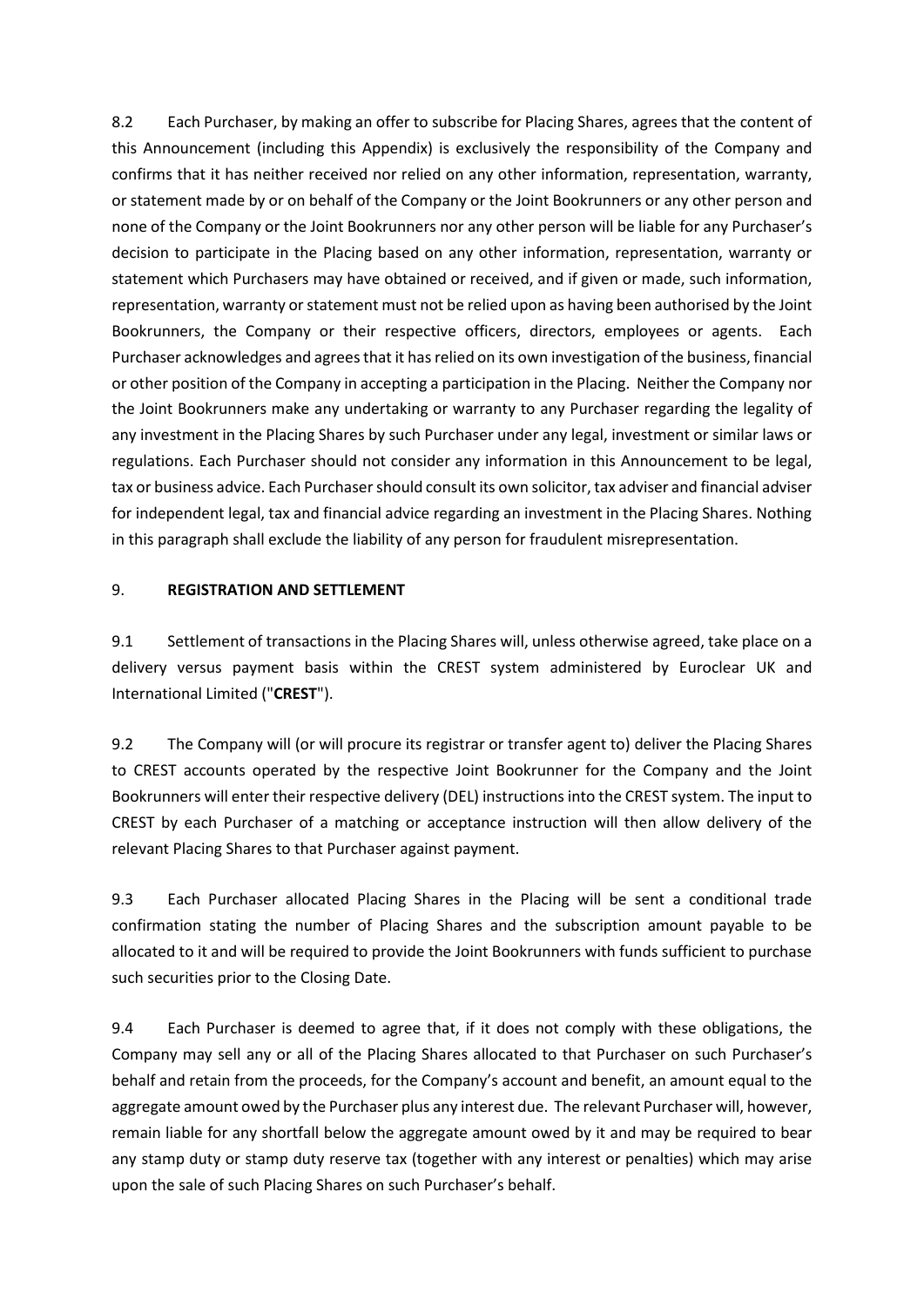8.2 Each Purchaser, by making an offer to subscribe for Placing Shares, agrees that the content of this Announcement (including this Appendix) is exclusively the responsibility of the Company and confirms that it has neither received nor relied on any other information, representation, warranty, or statement made by or on behalf of the Company or the Joint Bookrunners or any other person and none of the Company or the Joint Bookrunners nor any other person will be liable for any Purchaser's decision to participate in the Placing based on any other information, representation, warranty or statement which Purchasers may have obtained or received, and if given or made, such information, representation, warranty or statement must not be relied upon as having been authorised by the Joint Bookrunners, the Company or their respective officers, directors, employees or agents. Each Purchaser acknowledges and agrees that it has relied on its own investigation of the business, financial or other position of the Company in accepting a participation in the Placing. Neither the Company nor the Joint Bookrunners make any undertaking or warranty to any Purchaser regarding the legality of any investment in the Placing Shares by such Purchaser under any legal, investment or similar laws or regulations. Each Purchaser should not consider any information in this Announcement to be legal, tax or business advice. Each Purchaser should consult its own solicitor, tax adviser and financial adviser for independent legal, tax and financial advice regarding an investment in the Placing Shares. Nothing in this paragraph shall exclude the liability of any person for fraudulent misrepresentation.

9. **REGISTRATION AND SETTLEMENT**

9.1 Settlement of transactions in the Placing Shares will, unless otherwise agreed, take place on a delivery versus payment basis within the CREST system administered by Euroclear UK and International Limited ("**CREST**").

9.2 The Company will (or will procure its registrar or transfer agent to) deliver the Placing Shares to CREST accounts operated by the respective Joint Bookrunner for the Company and the Joint Bookrunners will enter their respective delivery (DEL) instructions into the CREST system. The input to CREST by each Purchaser of a matching or acceptance instruction will then allow delivery of the relevant Placing Shares to that Purchaser against payment.

9.3 Each Purchaser allocated Placing Shares in the Placing will be sent a conditional trade confirmation stating the number of Placing Shares and the subscription amount payable to be allocated to it and will be required to provide the Joint Bookrunners with funds sufficient to purchase such securities prior to the Closing Date.

9.4 Each Purchaser is deemed to agree that, if it does not comply with these obligations, the Company may sell any or all of the Placing Shares allocated to that Purchaser on such Purchaser's behalf and retain from the proceeds, for the Company's account and benefit, an amount equal to the aggregate amount owed by the Purchaser plus any interest due. The relevant Purchaser will, however, remain liable for any shortfall below the aggregate amount owed by it and may be required to bear any stamp duty or stamp duty reserve tax (together with any interest or penalties) which may arise upon the sale of such Placing Shares on such Purchaser's behalf.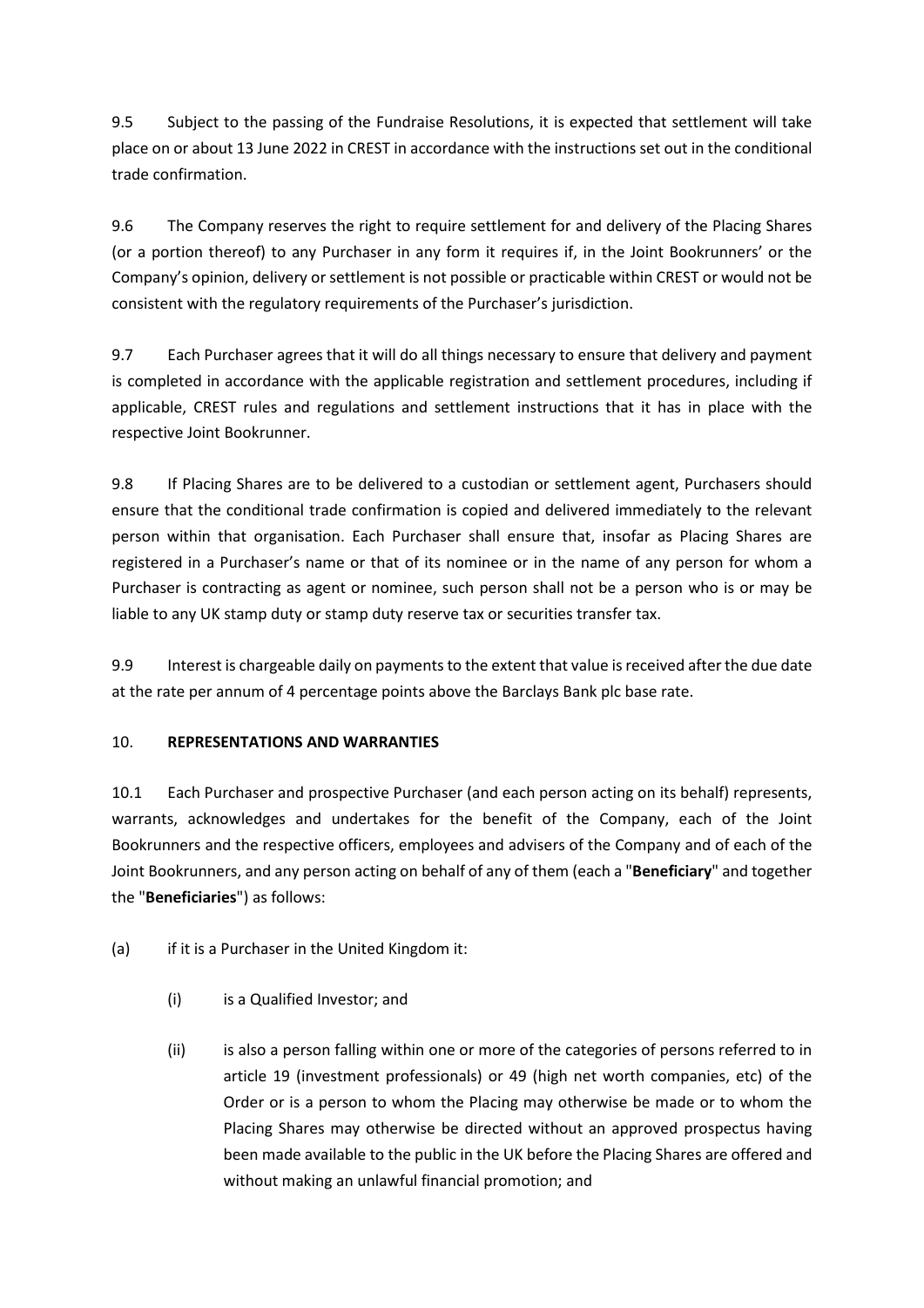9.5 Subject to the passing of the Fundraise Resolutions, it is expected that settlement will take place on or about 13 June 2022 in CREST in accordance with the instructions set out in the conditional trade confirmation.

9.6 The Company reserves the right to require settlement for and delivery of the Placing Shares (or a portion thereof) to any Purchaser in any form it requires if, in the Joint Bookrunners' or the Company's opinion, delivery or settlement is not possible or practicable within CREST or would not be consistent with the regulatory requirements of the Purchaser's jurisdiction.

9.7 Each Purchaser agrees that it will do all things necessary to ensure that delivery and payment is completed in accordance with the applicable registration and settlement procedures, including if applicable, CREST rules and regulations and settlement instructions that it has in place with the respective Joint Bookrunner.

9.8 If Placing Shares are to be delivered to a custodian or settlement agent, Purchasers should ensure that the conditional trade confirmation is copied and delivered immediately to the relevant person within that organisation. Each Purchaser shall ensure that, insofar as Placing Shares are registered in a Purchaser's name or that of its nominee or in the name of any person for whom a Purchaser is contracting as agent or nominee, such person shall not be a person who is or may be liable to any UK stamp duty or stamp duty reserve tax or securities transfer tax.

9.9 Interest is chargeable daily on payments to the extent that value is received after the due date at the rate per annum of 4 percentage points above the Barclays Bank plc base rate.

## 10. REPRESENTATIONS AND WARRANTIES

10.1 Each Purchaser and prospective Purchaser (and each person acting on its behalf) represents, warrants, acknowledges and undertakes for the benefit of the Company, each of the Joint Bookrunners and the respective officers, employees and advisers of the Company and of each of the Joint Bookrunners, and any person acting on behalf of any of them (each a "**Beneficiary**" and together the "**Beneficiaries**") as follows:

(a) if it is a Purchaser in the United Kingdom it:

   (i) is a Qualified Investor; and

   (ii) is also a person falling within one or more of the categories of persons referred to in article 19 (investment professionals) or 49 (high net worth companies, etc) of the Order or is a person to whom the Placing may otherwise be made or to whom the Placing Shares may otherwise be directed without an approved prospectus having been made available to the public in the UK before the Placing Shares are offered and without making an unlawful financial promotion; and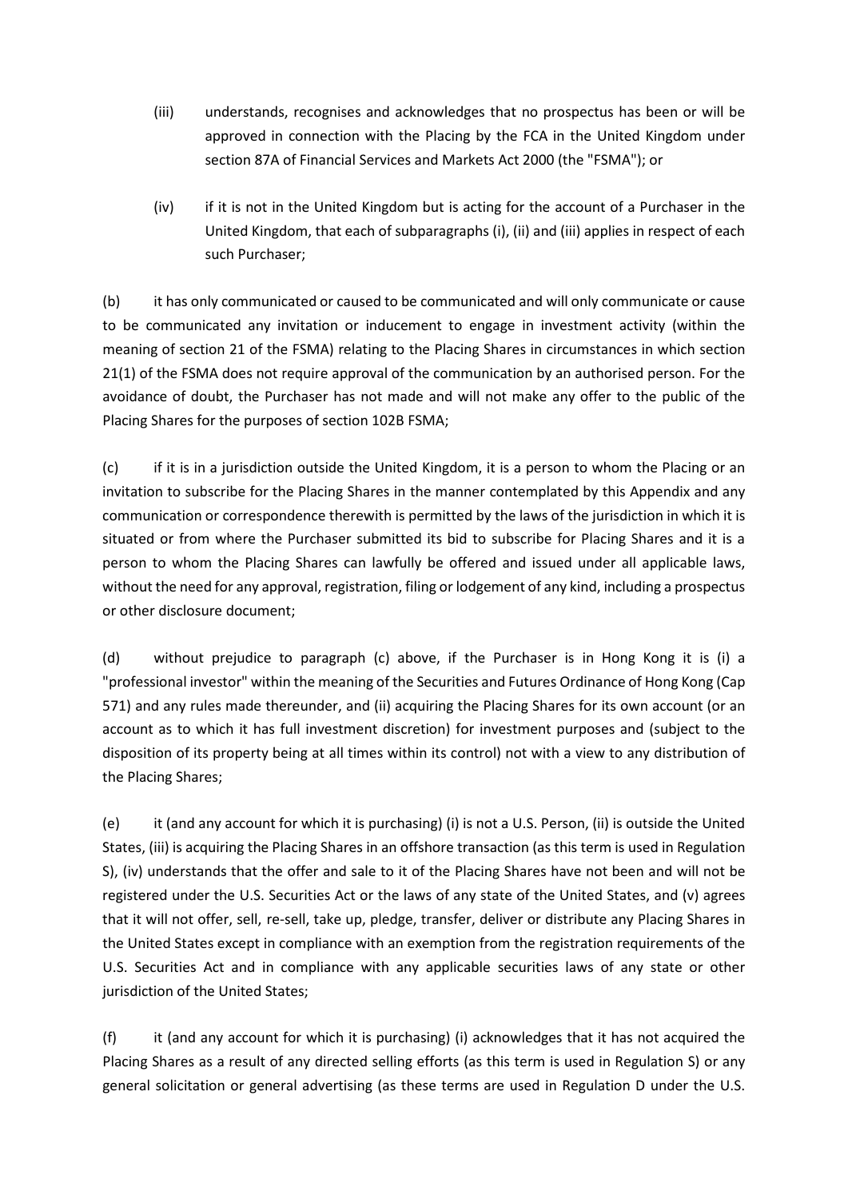(iii) understands, recognises and acknowledges that no prospectus has been or will be approved in connection with the Placing by the FCA in the United Kingdom under section 87A of Financial Services and Markets Act 2000 (the "FSMA"); or

(iv) if it is not in the United Kingdom but is acting for the account of a Purchaser in the United Kingdom, that each of subparagraphs (i), (ii) and (iii) applies in respect of each such Purchaser;

(b) it has only communicated or caused to be communicated and will only communicate or cause to be communicated any invitation or inducement to engage in investment activity (within the meaning of section 21 of the FSMA) relating to the Placing Shares in circumstances in which section 21(1) of the FSMA does not require approval of the communication by an authorised person. For the avoidance of doubt, the Purchaser has not made and will not make any offer to the public of the Placing Shares for the purposes of section 102B FSMA;

(c) if it is in a jurisdiction outside the United Kingdom, it is a person to whom the Placing or an invitation to subscribe for the Placing Shares in the manner contemplated by this Appendix and any communication or correspondence therewith is permitted by the laws of the jurisdiction in which it is situated or from where the Purchaser submitted its bid to subscribe for Placing Shares and it is a person to whom the Placing Shares can lawfully be offered and issued under all applicable laws, without the need for any approval, registration, filing or lodgement of any kind, including a prospectus or other disclosure document;

(d) without prejudice to paragraph (c) above, if the Purchaser is in Hong Kong it is (i) a "professional investor" within the meaning of the Securities and Futures Ordinance of Hong Kong (Cap 571) and any rules made thereunder, and (ii) acquiring the Placing Shares for its own account (or an account as to which it has full investment discretion) for investment purposes and (subject to the disposition of its property being at all times within its control) not with a view to any distribution of the Placing Shares;

(e) it (and any account for which it is purchasing) (i) is not a U.S. Person, (ii) is outside the United States, (iii) is acquiring the Placing Shares in an offshore transaction (as this term is used in Regulation S), (iv) understands that the offer and sale to it of the Placing Shares have not been and will not be registered under the U.S. Securities Act or the laws of any state of the United States, and (v) agrees that it will not offer, sell, re-sell, take up, pledge, transfer, deliver or distribute any Placing Shares in the United States except in compliance with an exemption from the registration requirements of the U.S. Securities Act and in compliance with any applicable securities laws of any state or other jurisdiction of the United States;

(f) it (and any account for which it is purchasing) (i) acknowledges that it has not acquired the Placing Shares as a result of any directed selling efforts (as this term is used in Regulation S) or any general solicitation or general advertising (as these terms are used in Regulation D under the U.S.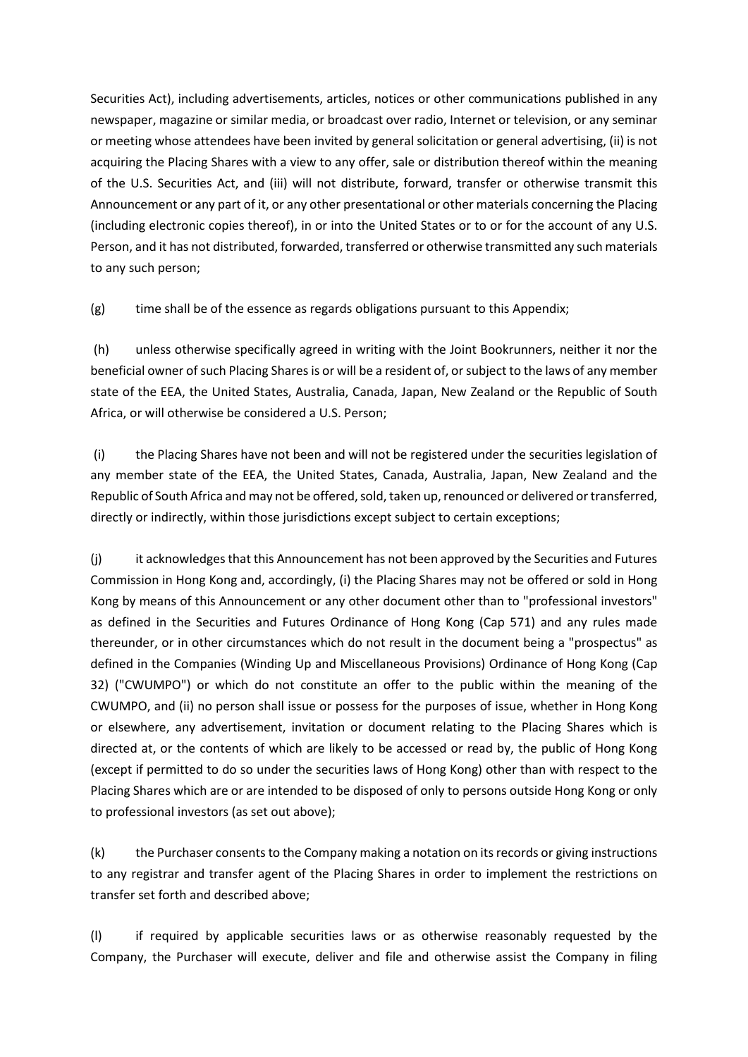Securities Act), including advertisements, articles, notices or other communications published in any newspaper, magazine or similar media, or broadcast over radio, Internet or television, or any seminar or meeting whose attendees have been invited by general solicitation or general advertising, (ii) is not acquiring the Placing Shares with a view to any offer, sale or distribution thereof within the meaning of the U.S. Securities Act, and (iii) will not distribute, forward, transfer or otherwise transmit this Announcement or any part of it, or any other presentational or other materials concerning the Placing (including electronic copies thereof), in or into the United States or to or for the account of any U.S. Person, and it has not distributed, forwarded, transferred or otherwise transmitted any such materials to any such person;

(g) time shall be of the essence as regards obligations pursuant to this Appendix;

(h) unless otherwise specifically agreed in writing with the Joint Bookrunners, neither it nor the beneficial owner of such Placing Shares is or will be a resident of, or subject to the laws of any member state of the EEA, the United States, Australia, Canada, Japan, New Zealand or the Republic of South Africa, or will otherwise be considered a U.S. Person;

(i) the Placing Shares have not been and will not be registered under the securities legislation of any member state of the EEA, the United States, Canada, Australia, Japan, New Zealand and the Republic of South Africa and may not be offered, sold, taken up, renounced or delivered or transferred, directly or indirectly, within those jurisdictions except subject to certain exceptions;

(j) it acknowledges that this Announcement has not been approved by the Securities and Futures Commission in Hong Kong and, accordingly, (i) the Placing Shares may not be offered or sold in Hong Kong by means of this Announcement or any other document other than to "professional investors" as defined in the Securities and Futures Ordinance of Hong Kong (Cap 571) and any rules made thereunder, or in other circumstances which do not result in the document being a "prospectus" as defined in the Companies (Winding Up and Miscellaneous Provisions) Ordinance of Hong Kong (Cap 32) ("CWUMPO") or which do not constitute an offer to the public within the meaning of the CWUMPO, and (ii) no person shall issue or possess for the purposes of issue, whether in Hong Kong or elsewhere, any advertisement, invitation or document relating to the Placing Shares which is directed at, or the contents of which are likely to be accessed or read by, the public of Hong Kong (except if permitted to do so under the securities laws of Hong Kong) other than with respect to the Placing Shares which are or are intended to be disposed of only to persons outside Hong Kong or only to professional investors (as set out above);

(k) the Purchaser consents to the Company making a notation on its records or giving instructions to any registrar and transfer agent of the Placing Shares in order to implement the restrictions on transfer set forth and described above;

(l) if required by applicable securities laws or as otherwise reasonably requested by the Company, the Purchaser will execute, deliver and file and otherwise assist the Company in filing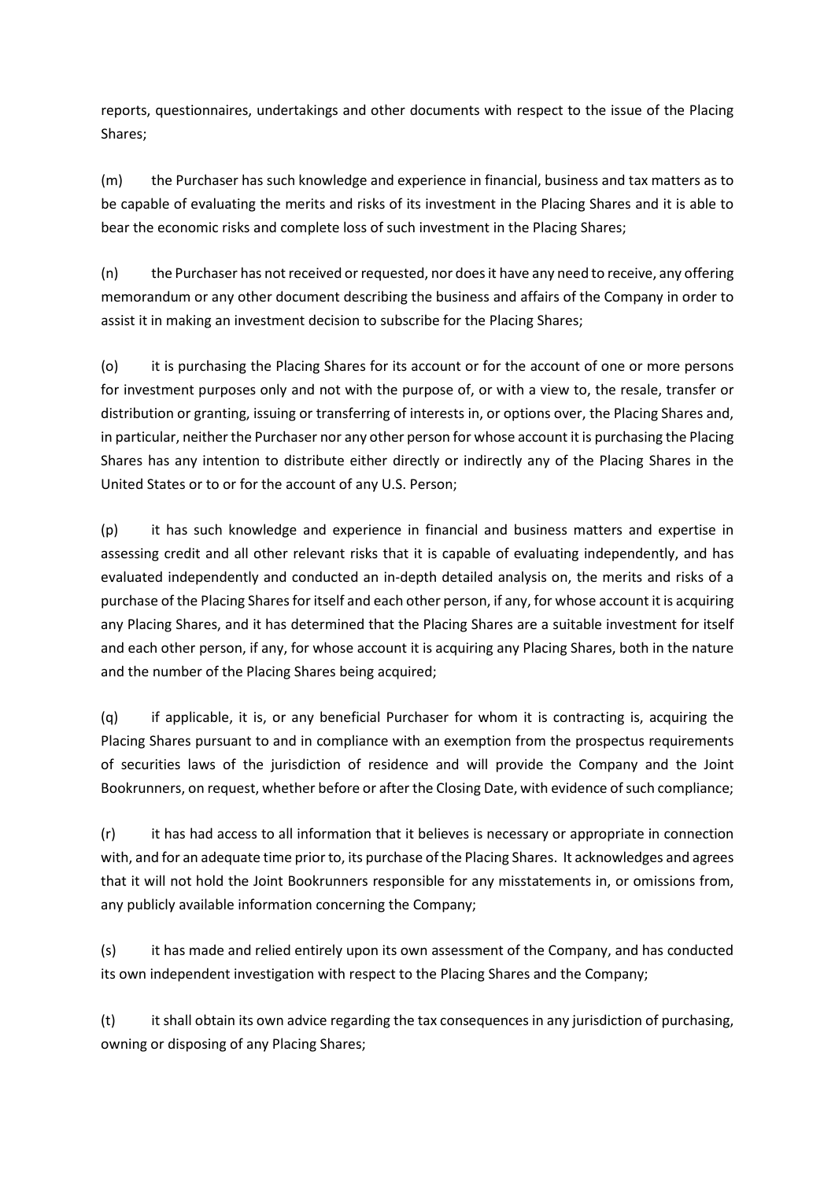reports, questionnaires, undertakings and other documents with respect to the issue of the Placing Shares;

(m) the Purchaser has such knowledge and experience in financial, business and tax matters as to be capable of evaluating the merits and risks of its investment in the Placing Shares and it is able to bear the economic risks and complete loss of such investment in the Placing Shares;

(n) the Purchaser has not received or requested, nor does it have any need to receive, any offering memorandum or any other document describing the business and affairs of the Company in order to assist it in making an investment decision to subscribe for the Placing Shares;

(o) it is purchasing the Placing Shares for its account or for the account of one or more persons for investment purposes only and not with the purpose of, or with a view to, the resale, transfer or distribution or granting, issuing or transferring of interests in, or options over, the Placing Shares and, in particular, neither the Purchaser nor any other person for whose account it is purchasing the Placing Shares has any intention to distribute either directly or indirectly any of the Placing Shares in the United States or to or for the account of any U.S. Person;

(p) it has such knowledge and experience in financial and business matters and expertise in assessing credit and all other relevant risks that it is capable of evaluating independently, and has evaluated independently and conducted an in-depth detailed analysis on, the merits and risks of a purchase of the Placing Shares for itself and each other person, if any, for whose account it is acquiring any Placing Shares, and it has determined that the Placing Shares are a suitable investment for itself and each other person, if any, for whose account it is acquiring any Placing Shares, both in the nature and the number of the Placing Shares being acquired;

(q) if applicable, it is, or any beneficial Purchaser for whom it is contracting is, acquiring the Placing Shares pursuant to and in compliance with an exemption from the prospectus requirements of securities laws of the jurisdiction of residence and will provide the Company and the Joint Bookrunners, on request, whether before or after the Closing Date, with evidence of such compliance;

(r) it has had access to all information that it believes is necessary or appropriate in connection with, and for an adequate time prior to, its purchase of the Placing Shares. It acknowledges and agrees that it will not hold the Joint Bookrunners responsible for any misstatements in, or omissions from, any publicly available information concerning the Company;

(s) it has made and relied entirely upon its own assessment of the Company, and has conducted its own independent investigation with respect to the Placing Shares and the Company;

(t) it shall obtain its own advice regarding the tax consequences in any jurisdiction of purchasing, owning or disposing of any Placing Shares;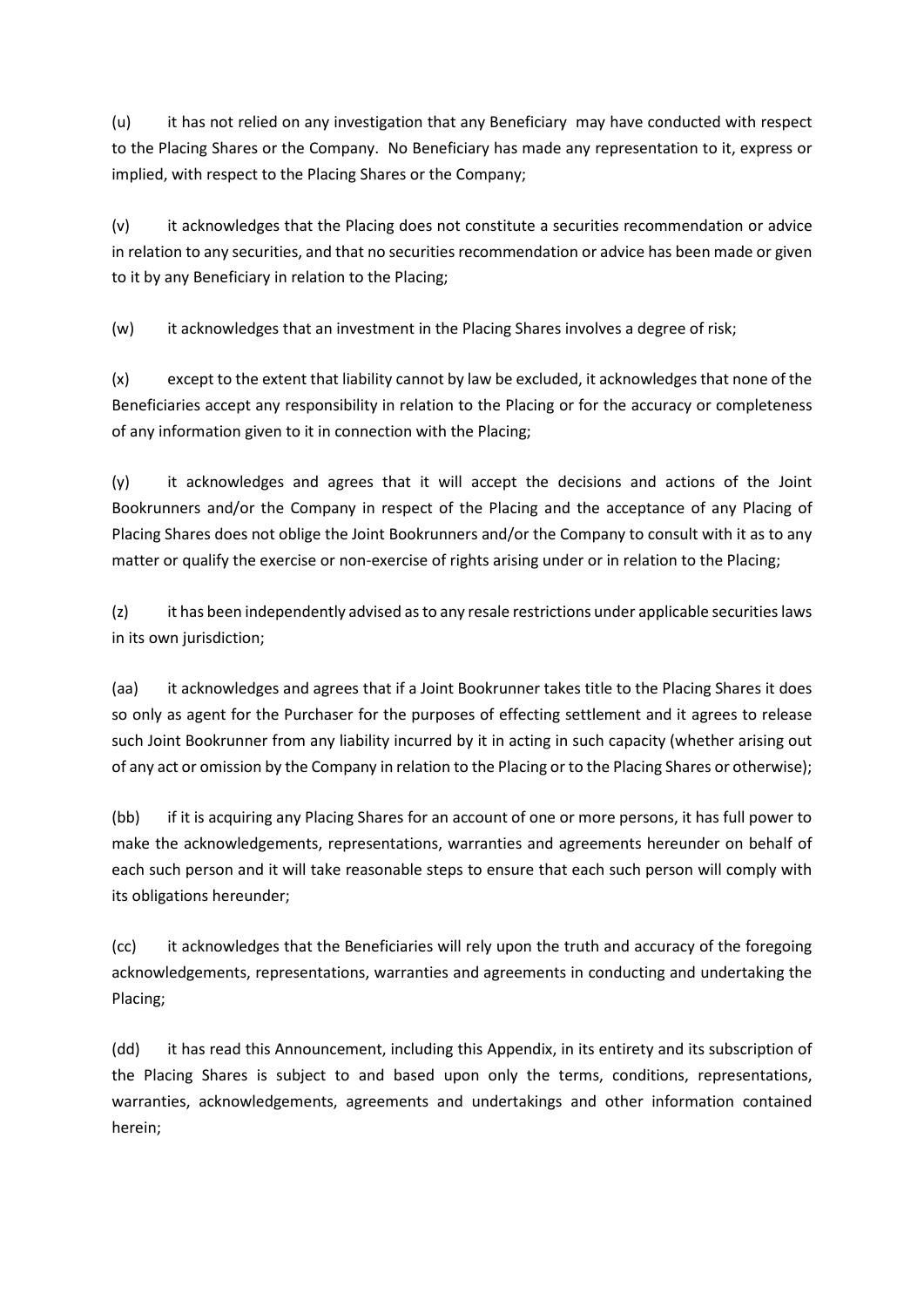(u) it has not relied on any investigation that any Beneficiary may have conducted with respect to the Placing Shares or the Company. No Beneficiary has made any representation to it, express or implied, with respect to the Placing Shares or the Company;

(v) it acknowledges that the Placing does not constitute a securities recommendation or advice in relation to any securities, and that no securities recommendation or advice has been made or given to it by any Beneficiary in relation to the Placing;

(w) it acknowledges that an investment in the Placing Shares involves a degree of risk;

(x) except to the extent that liability cannot by law be excluded, it acknowledges that none of the Beneficiaries accept any responsibility in relation to the Placing or for the accuracy or completeness of any information given to it in connection with the Placing;

(y) it acknowledges and agrees that it will accept the decisions and actions of the Joint Bookrunners and/or the Company in respect of the Placing and the acceptance of any Placing of Placing Shares does not oblige the Joint Bookrunners and/or the Company to consult with it as to any matter or qualify the exercise or non-exercise of rights arising under or in relation to the Placing;

(z) it has been independently advised as to any resale restrictions under applicable securities laws in its own jurisdiction;

(aa) it acknowledges and agrees that if a Joint Bookrunner takes title to the Placing Shares it does so only as agent for the Purchaser for the purposes of effecting settlement and it agrees to release such Joint Bookrunner from any liability incurred by it in acting in such capacity (whether arising out of any act or omission by the Company in relation to the Placing or to the Placing Shares or otherwise);

(bb) if it is acquiring any Placing Shares for an account of one or more persons, it has full power to make the acknowledgements, representations, warranties and agreements hereunder on behalf of each such person and it will take reasonable steps to ensure that each such person will comply with its obligations hereunder;

(cc) it acknowledges that the Beneficiaries will rely upon the truth and accuracy of the foregoing acknowledgements, representations, warranties and agreements in conducting and undertaking the Placing;

(dd) it has read this Announcement, including this Appendix, in its entirety and its subscription of the Placing Shares is subject to and based upon only the terms, conditions, representations, warranties, acknowledgements, agreements and undertakings and other information contained herein;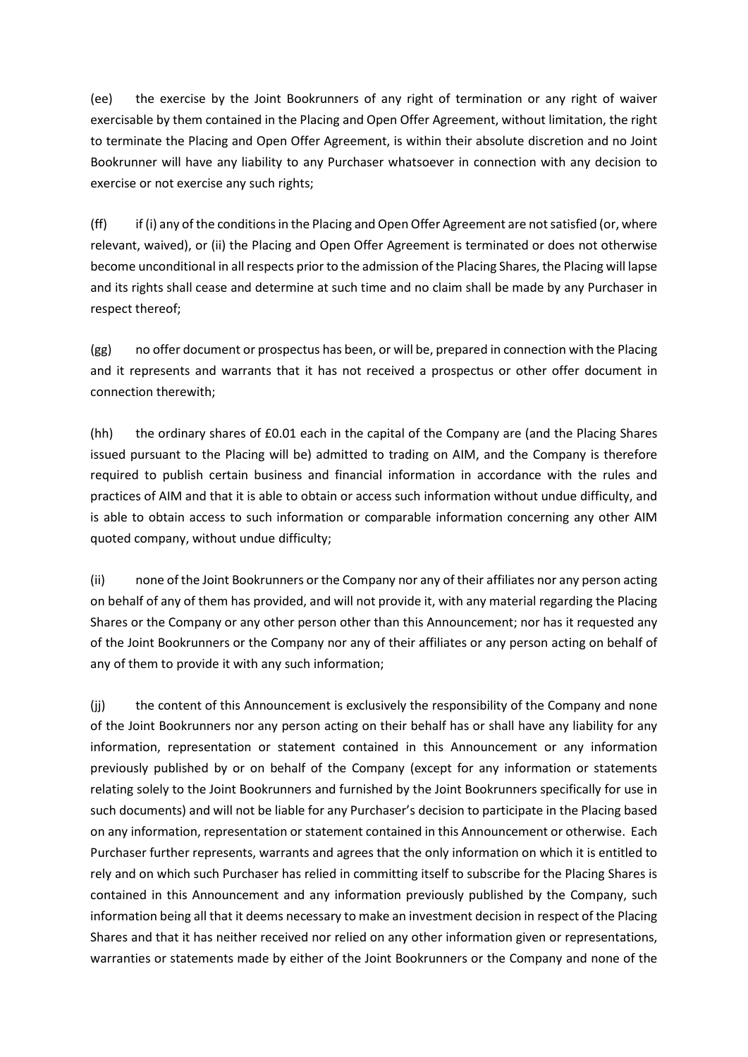(ee) the exercise by the Joint Bookrunners of any right of termination or any right of waiver exercisable by them contained in the Placing and Open Offer Agreement, without limitation, the right to terminate the Placing and Open Offer Agreement, is within their absolute discretion and no Joint Bookrunner will have any liability to any Purchaser whatsoever in connection with any decision to exercise or not exercise any such rights;

(ff) if (i) any of the conditions in the Placing and Open Offer Agreement are not satisfied (or, where relevant, waived), or (ii) the Placing and Open Offer Agreement is terminated or does not otherwise become unconditional in all respects prior to the admission of the Placing Shares, the Placing will lapse and its rights shall cease and determine at such time and no claim shall be made by any Purchaser in respect thereof;

(gg) no offer document or prospectus has been, or will be, prepared in connection with the Placing and it represents and warrants that it has not received a prospectus or other offer document in connection therewith;

(hh) the ordinary shares of £0.01 each in the capital of the Company are (and the Placing Shares issued pursuant to the Placing will be) admitted to trading on AIM, and the Company is therefore required to publish certain business and financial information in accordance with the rules and practices of AIM and that it is able to obtain or access such information without undue difficulty, and is able to obtain access to such information or comparable information concerning any other AIM quoted company, without undue difficulty;

(ii) none of the Joint Bookrunners or the Company nor any of their affiliates nor any person acting on behalf of any of them has provided, and will not provide it, with any material regarding the Placing Shares or the Company or any other person other than this Announcement; nor has it requested any of the Joint Bookrunners or the Company nor any of their affiliates or any person acting on behalf of any of them to provide it with any such information;

(jj) the content of this Announcement is exclusively the responsibility of the Company and none of the Joint Bookrunners nor any person acting on their behalf has or shall have any liability for any information, representation or statement contained in this Announcement or any information previously published by or on behalf of the Company (except for any information or statements relating solely to the Joint Bookrunners and furnished by the Joint Bookrunners specifically for use in such documents) and will not be liable for any Purchaser's decision to participate in the Placing based on any information, representation or statement contained in this Announcement or otherwise. Each Purchaser further represents, warrants and agrees that the only information on which it is entitled to rely and on which such Purchaser has relied in committing itself to subscribe for the Placing Shares is contained in this Announcement and any information previously published by the Company, such information being all that it deems necessary to make an investment decision in respect of the Placing Shares and that it has neither received nor relied on any other information given or representations, warranties or statements made by either of the Joint Bookrunners or the Company and none of the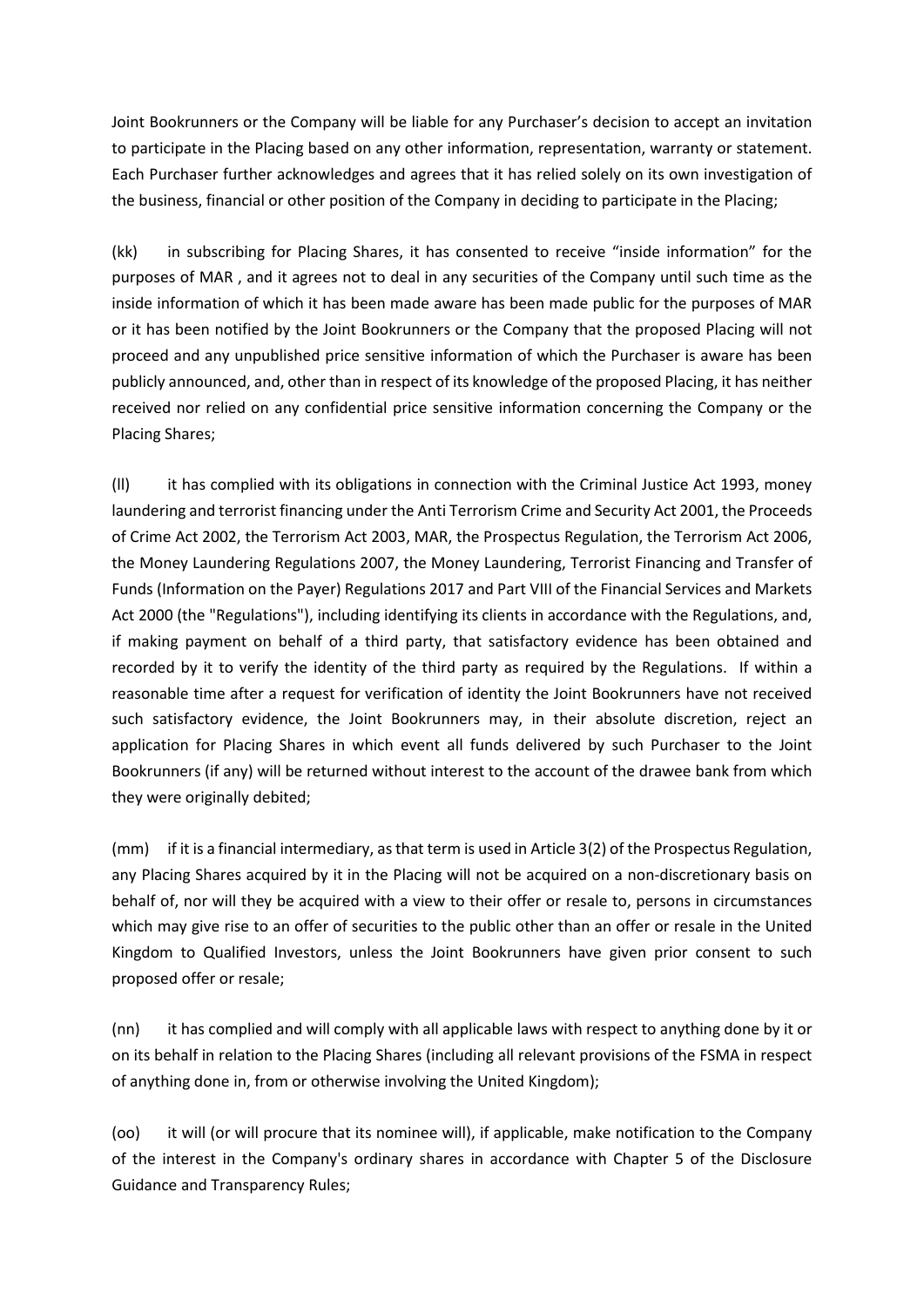Joint Bookrunners or the Company will be liable for any Purchaser's decision to accept an invitation to participate in the Placing based on any other information, representation, warranty or statement. Each Purchaser further acknowledges and agrees that it has relied solely on its own investigation of the business, financial or other position of the Company in deciding to participate in the Placing;

(kk) in subscribing for Placing Shares, it has consented to receive "inside information" for the purposes of MAR , and it agrees not to deal in any securities of the Company until such time as the inside information of which it has been made aware has been made public for the purposes of MAR or it has been notified by the Joint Bookrunners or the Company that the proposed Placing will not proceed and any unpublished price sensitive information of which the Purchaser is aware has been publicly announced, and, other than in respect of its knowledge of the proposed Placing, it has neither received nor relied on any confidential price sensitive information concerning the Company or the Placing Shares;

(ll) it has complied with its obligations in connection with the Criminal Justice Act 1993, money laundering and terrorist financing under the Anti Terrorism Crime and Security Act 2001, the Proceeds of Crime Act 2002, the Terrorism Act 2003, MAR, the Prospectus Regulation, the Terrorism Act 2006, the Money Laundering Regulations 2007, the Money Laundering, Terrorist Financing and Transfer of Funds (Information on the Payer) Regulations 2017 and Part VIII of the Financial Services and Markets Act 2000 (the "Regulations"), including identifying its clients in accordance with the Regulations, and, if making payment on behalf of a third party, that satisfactory evidence has been obtained and recorded by it to verify the identity of the third party as required by the Regulations. If within a reasonable time after a request for verification of identity the Joint Bookrunners have not received such satisfactory evidence, the Joint Bookrunners may, in their absolute discretion, reject an application for Placing Shares in which event all funds delivered by such Purchaser to the Joint Bookrunners (if any) will be returned without interest to the account of the drawee bank from which they were originally debited;

(mm) if it is a financial intermediary, as that term is used in Article 3(2) of the Prospectus Regulation, any Placing Shares acquired by it in the Placing will not be acquired on a non-discretionary basis on behalf of, nor will they be acquired with a view to their offer or resale to, persons in circumstances which may give rise to an offer of securities to the public other than an offer or resale in the United Kingdom to Qualified Investors, unless the Joint Bookrunners have given prior consent to such proposed offer or resale;

(nn) it has complied and will comply with all applicable laws with respect to anything done by it or on its behalf in relation to the Placing Shares (including all relevant provisions of the FSMA in respect of anything done in, from or otherwise involving the United Kingdom);

(oo) it will (or will procure that its nominee will), if applicable, make notification to the Company of the interest in the Company's ordinary shares in accordance with Chapter 5 of the Disclosure Guidance and Transparency Rules;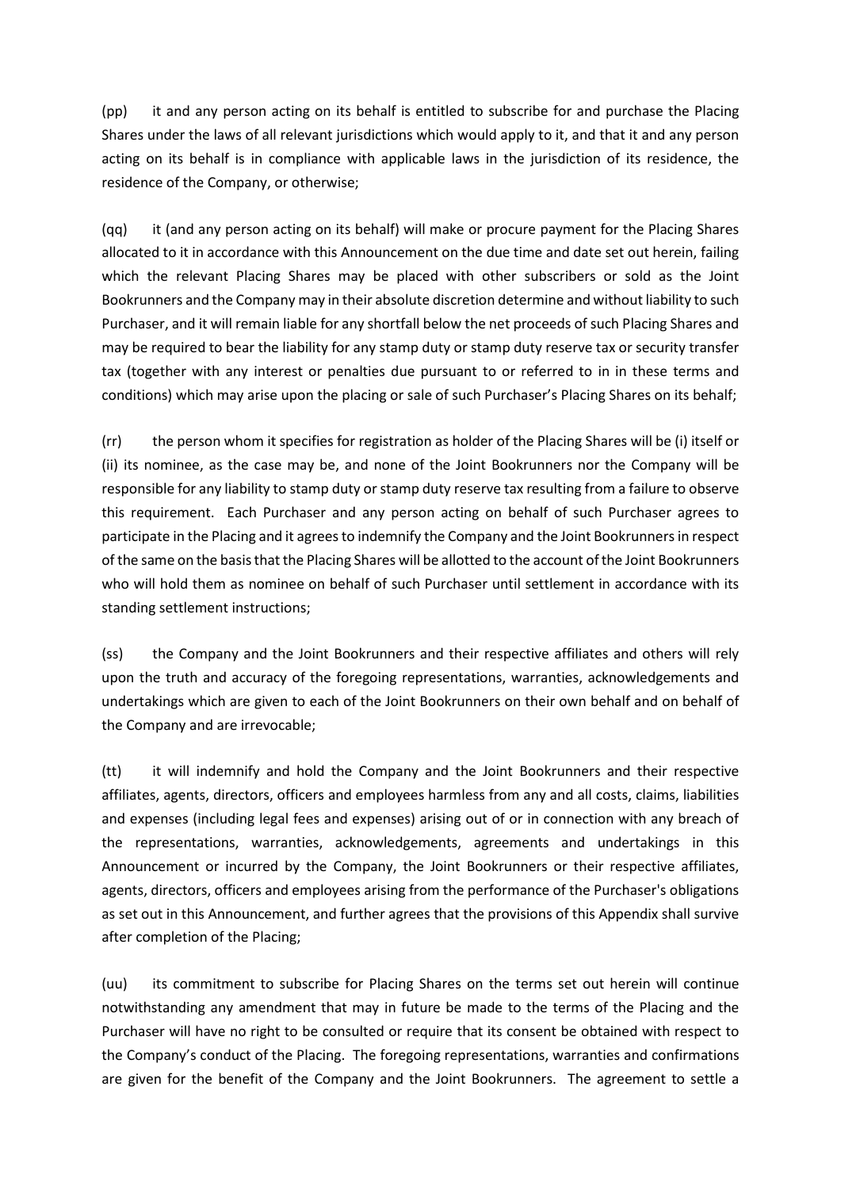(pp) it and any person acting on its behalf is entitled to subscribe for and purchase the Placing Shares under the laws of all relevant jurisdictions which would apply to it, and that it and any person acting on its behalf is in compliance with applicable laws in the jurisdiction of its residence, the residence of the Company, or otherwise;

(qq) it (and any person acting on its behalf) will make or procure payment for the Placing Shares allocated to it in accordance with this Announcement on the due time and date set out herein, failing which the relevant Placing Shares may be placed with other subscribers or sold as the Joint Bookrunners and the Company may in their absolute discretion determine and without liability to such Purchaser, and it will remain liable for any shortfall below the net proceeds of such Placing Shares and may be required to bear the liability for any stamp duty or stamp duty reserve tax or security transfer tax (together with any interest or penalties due pursuant to or referred to in in these terms and conditions) which may arise upon the placing or sale of such Purchaser's Placing Shares on its behalf;

(rr) the person whom it specifies for registration as holder of the Placing Shares will be (i) itself or (ii) its nominee, as the case may be, and none of the Joint Bookrunners nor the Company will be responsible for any liability to stamp duty or stamp duty reserve tax resulting from a failure to observe this requirement. Each Purchaser and any person acting on behalf of such Purchaser agrees to participate in the Placing and it agrees to indemnify the Company and the Joint Bookrunners in respect of the same on the basis that the Placing Shares will be allotted to the account of the Joint Bookrunners who will hold them as nominee on behalf of such Purchaser until settlement in accordance with its standing settlement instructions;

(ss) the Company and the Joint Bookrunners and their respective affiliates and others will rely upon the truth and accuracy of the foregoing representations, warranties, acknowledgements and undertakings which are given to each of the Joint Bookrunners on their own behalf and on behalf of the Company and are irrevocable;

(tt) it will indemnify and hold the Company and the Joint Bookrunners and their respective affiliates, agents, directors, officers and employees harmless from any and all costs, claims, liabilities and expenses (including legal fees and expenses) arising out of or in connection with any breach of the representations, warranties, acknowledgements, agreements and undertakings in this Announcement or incurred by the Company, the Joint Bookrunners or their respective affiliates, agents, directors, officers and employees arising from the performance of the Purchaser's obligations as set out in this Announcement, and further agrees that the provisions of this Appendix shall survive after completion of the Placing;

(uu) its commitment to subscribe for Placing Shares on the terms set out herein will continue notwithstanding any amendment that may in future be made to the terms of the Placing and the Purchaser will have no right to be consulted or require that its consent be obtained with respect to the Company's conduct of the Placing. The foregoing representations, warranties and confirmations are given for the benefit of the Company and the Joint Bookrunners. The agreement to settle a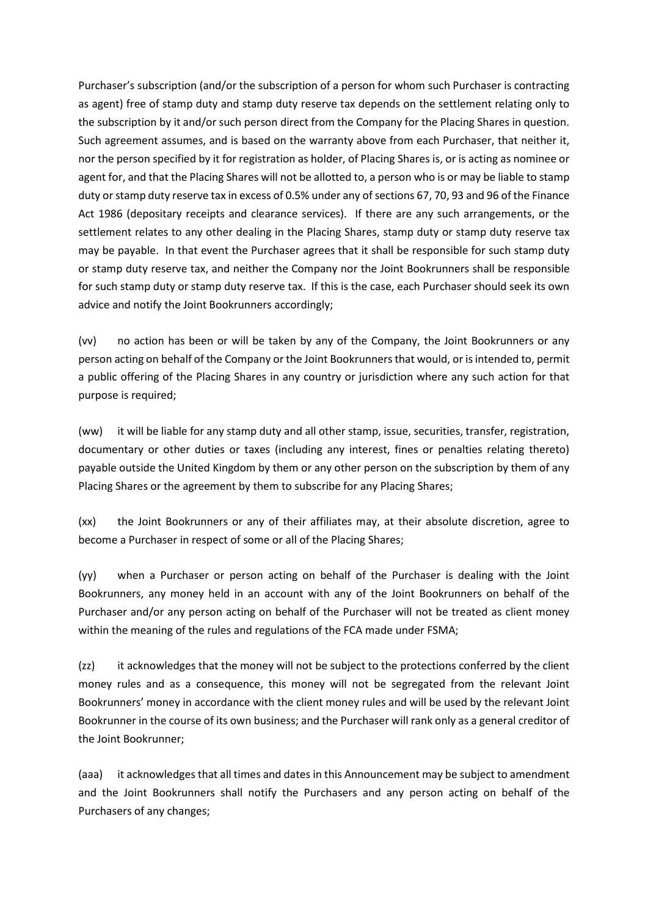Purchaser's subscription (and/or the subscription of a person for whom such Purchaser is contracting as agent) free of stamp duty and stamp duty reserve tax depends on the settlement relating only to the subscription by it and/or such person direct from the Company for the Placing Shares in question. Such agreement assumes, and is based on the warranty above from each Purchaser, that neither it, nor the person specified by it for registration as holder, of Placing Shares is, or is acting as nominee or agent for, and that the Placing Shares will not be allotted to, a person who is or may be liable to stamp duty or stamp duty reserve tax in excess of 0.5% under any of sections 67, 70, 93 and 96 of the Finance Act 1986 (depositary receipts and clearance services). If there are any such arrangements, or the settlement relates to any other dealing in the Placing Shares, stamp duty or stamp duty reserve tax may be payable. In that event the Purchaser agrees that it shall be responsible for such stamp duty or stamp duty reserve tax, and neither the Company nor the Joint Bookrunners shall be responsible for such stamp duty or stamp duty reserve tax. If this is the case, each Purchaser should seek its own advice and notify the Joint Bookrunners accordingly;

(vv) no action has been or will be taken by any of the Company, the Joint Bookrunners or any person acting on behalf of the Company or the Joint Bookrunners that would, or is intended to, permit a public offering of the Placing Shares in any country or jurisdiction where any such action for that purpose is required;

(ww) it will be liable for any stamp duty and all other stamp, issue, securities, transfer, registration, documentary or other duties or taxes (including any interest, fines or penalties relating thereto) payable outside the United Kingdom by them or any other person on the subscription by them of any Placing Shares or the agreement by them to subscribe for any Placing Shares;

(xx) the Joint Bookrunners or any of their affiliates may, at their absolute discretion, agree to become a Purchaser in respect of some or all of the Placing Shares;

(yy) when a Purchaser or person acting on behalf of the Purchaser is dealing with the Joint Bookrunners, any money held in an account with any of the Joint Bookrunners on behalf of the Purchaser and/or any person acting on behalf of the Purchaser will not be treated as client money within the meaning of the rules and regulations of the FCA made under FSMA;

(zz) it acknowledges that the money will not be subject to the protections conferred by the client money rules and as a consequence, this money will not be segregated from the relevant Joint Bookrunners' money in accordance with the client money rules and will be used by the relevant Joint Bookrunner in the course of its own business; and the Purchaser will rank only as a general creditor of the Joint Bookrunner;

(aaa) it acknowledges that all times and dates in this Announcement may be subject to amendment and the Joint Bookrunners shall notify the Purchasers and any person acting on behalf of the Purchasers of any changes;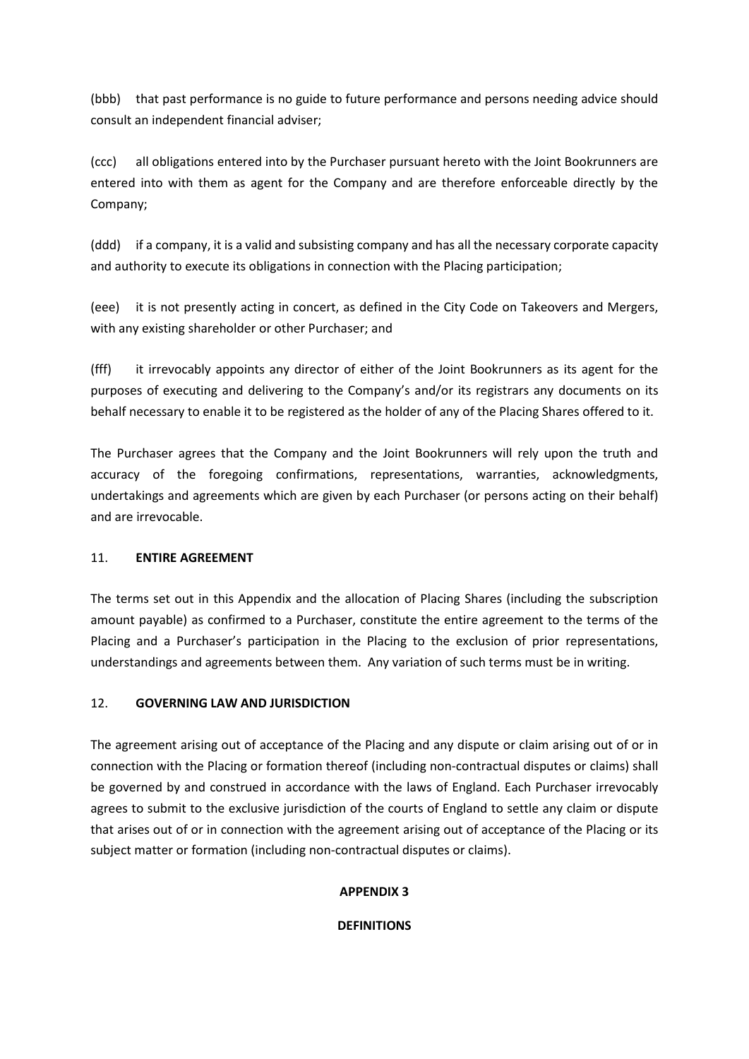(bbb) that past performance is no guide to future performance and persons needing advice should consult an independent financial adviser;

(ccc) all obligations entered into by the Purchaser pursuant hereto with the Joint Bookrunners are entered into with them as agent for the Company and are therefore enforceable directly by the Company;

(ddd) if a company, it is a valid and subsisting company and has all the necessary corporate capacity and authority to execute its obligations in connection with the Placing participation;

(eee) it is not presently acting in concert, as defined in the City Code on Takeovers and Mergers, with any existing shareholder or other Purchaser; and

(fff) it irrevocably appoints any director of either of the Joint Bookrunners as its agent for the purposes of executing and delivering to the Company's and/or its registrars any documents on its behalf necessary to enable it to be registered as the holder of any of the Placing Shares offered to it.

The Purchaser agrees that the Company and the Joint Bookrunners will rely upon the truth and accuracy of the foregoing confirmations, representations, warranties, acknowledgments, undertakings and agreements which are given by each Purchaser (or persons acting on their behalf) and are irrevocable.

## 11. ENTIRE AGREEMENT

The terms set out in this Appendix and the allocation of Placing Shares (including the subscription amount payable) as confirmed to a Purchaser, constitute the entire agreement to the terms of the Placing and a Purchaser's participation in the Placing to the exclusion of prior representations, understandings and agreements between them. Any variation of such terms must be in writing.

## 12. GOVERNING LAW AND JURISDICTION

The agreement arising out of acceptance of the Placing and any dispute or claim arising out of or in connection with the Placing or formation thereof (including non-contractual disputes or claims) shall be governed by and construed in accordance with the laws of England. Each Purchaser irrevocably agrees to submit to the exclusive jurisdiction of the courts of England to settle any claim or dispute that arises out of or in connection with the agreement arising out of acceptance of the Placing or its subject matter or formation (including non-contractual disputes or claims).

# APPENDIX 3

## DEFINITIONS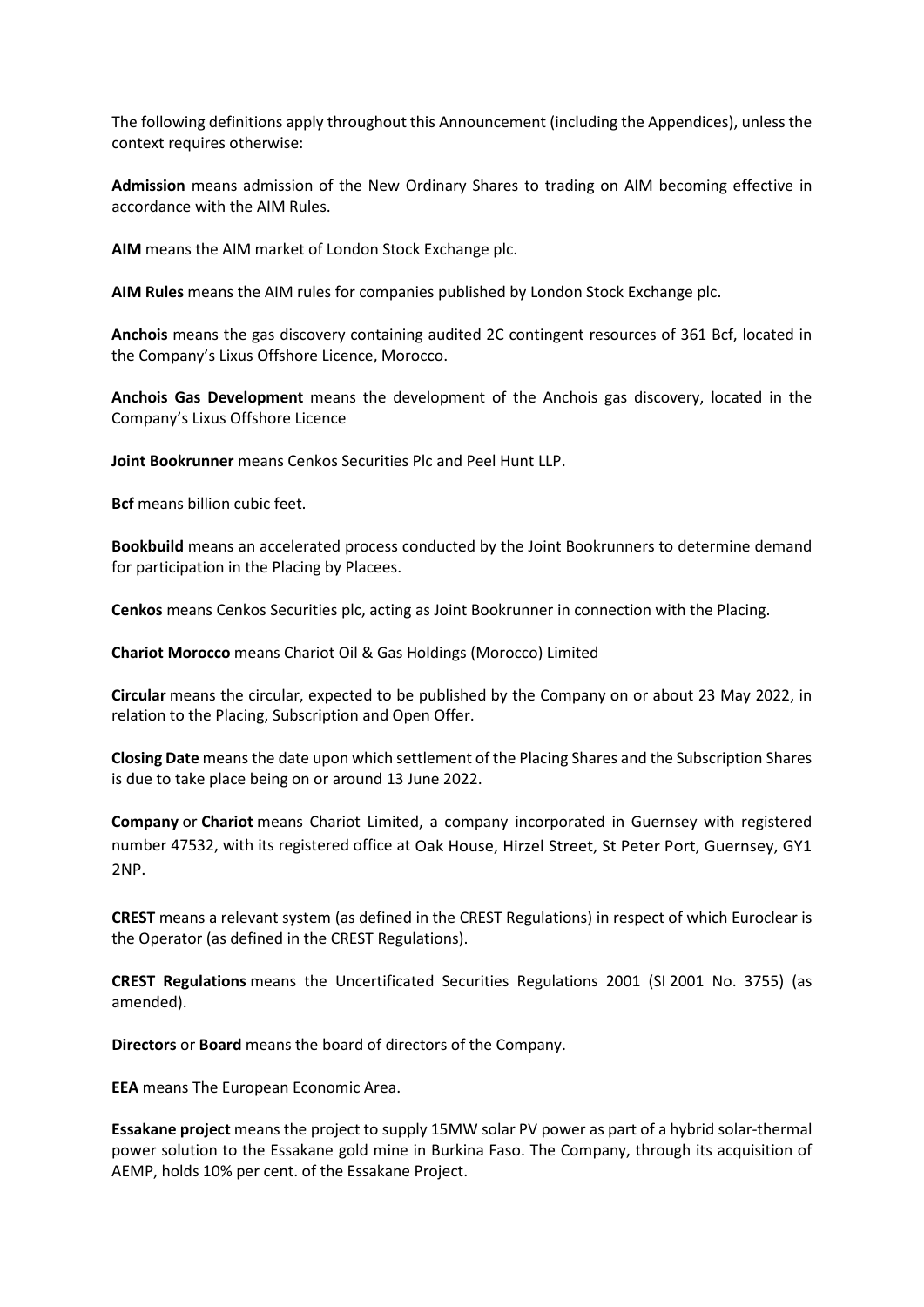The following definitions apply throughout this Announcement (including the Appendices), unless the context requires otherwise:

**Admission** means admission of the New Ordinary Shares to trading on AIM becoming effective in accordance with the AIM Rules.

**AIM** means the AIM market of London Stock Exchange plc.

**AIM Rules** means the AIM rules for companies published by London Stock Exchange plc.

**Anchois** means the gas discovery containing audited 2C contingent resources of 361 Bcf, located in the Company's Lixus Offshore Licence, Morocco.

**Anchois Gas Development** means the development of the Anchois gas discovery, located in the Company's Lixus Offshore Licence

**Joint Bookrunner** means Cenkos Securities Plc and Peel Hunt LLP.

**Bcf** means billion cubic feet.

**Bookbuild** means an accelerated process conducted by the Joint Bookrunners to determine demand for participation in the Placing by Placees.

**Cenkos** means Cenkos Securities plc, acting as Joint Bookrunner in connection with the Placing.

**Chariot Morocco** means Chariot Oil & Gas Holdings (Morocco) Limited

**Circular** means the circular, expected to be published by the Company on or about 23 May 2022, in relation to the Placing, Subscription and Open Offer.

**Closing Date** means the date upon which settlement of the Placing Shares and the Subscription Shares is due to take place being on or around 13 June 2022.

**Company** or **Chariot** means Chariot Limited, a company incorporated in Guernsey with registered number 47532, with its registered office at Oak House, Hirzel Street, St Peter Port, Guernsey, GY1 2NP.

**CREST** means a relevant system (as defined in the CREST Regulations) in respect of which Euroclear is the Operator (as defined in the CREST Regulations).

**CREST Regulations** means the Uncertificated Securities Regulations 2001 (SI 2001 No. 3755) (as amended).

**Directors** or **Board** means the board of directors of the Company.

**EEA** means The European Economic Area.

**Essakane project** means the project to supply 15MW solar PV power as part of a hybrid solar-thermal power solution to the Essakane gold mine in Burkina Faso. The Company, through its acquisition of AEMP, holds 10% per cent. of the Essakane Project.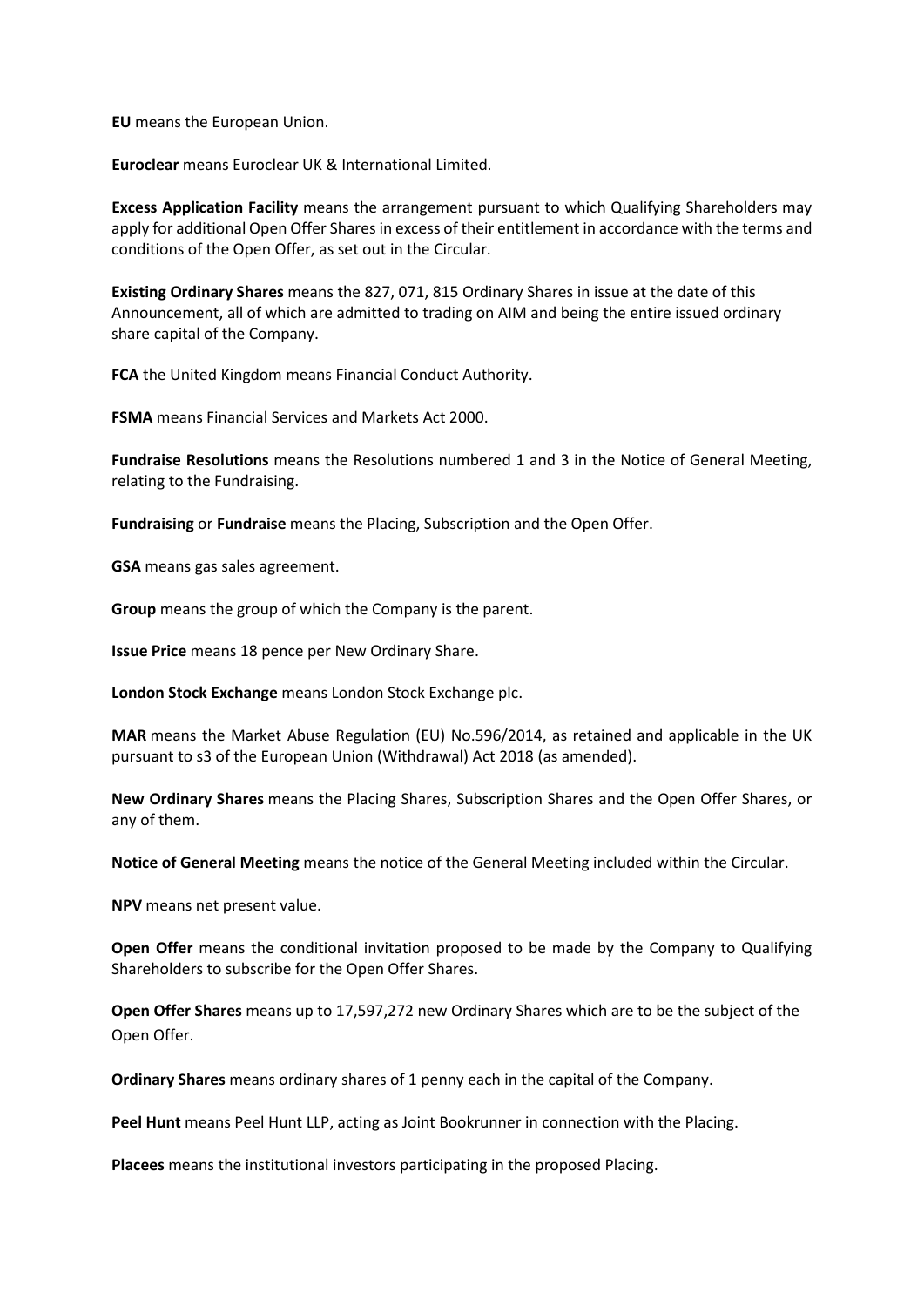**EU** means the European Union.

**Euroclear** means Euroclear UK & International Limited.

**Excess Application Facility** means the arrangement pursuant to which Qualifying Shareholders may apply for additional Open Offer Shares in excess of their entitlement in accordance with the terms and conditions of the Open Offer, as set out in the Circular.

**Existing Ordinary Shares** means the 827, 071, 815 Ordinary Shares in issue at the date of this Announcement, all of which are admitted to trading on AIM and being the entire issued ordinary share capital of the Company.

**FCA** the United Kingdom means Financial Conduct Authority.

**FSMA** means Financial Services and Markets Act 2000.

**Fundraise Resolutions** means the Resolutions numbered 1 and 3 in the Notice of General Meeting, relating to the Fundraising.

**Fundraising** or **Fundraise** means the Placing, Subscription and the Open Offer.

**GSA** means gas sales agreement.

**Group** means the group of which the Company is the parent.

**Issue Price** means 18 pence per New Ordinary Share.

**London Stock Exchange** means London Stock Exchange plc.

**MAR** means the Market Abuse Regulation (EU) No.596/2014, as retained and applicable in the UK pursuant to s3 of the European Union (Withdrawal) Act 2018 (as amended).

**New Ordinary Shares** means the Placing Shares, Subscription Shares and the Open Offer Shares, or any of them.

**Notice of General Meeting** means the notice of the General Meeting included within the Circular.

**NPV** means net present value.

**Open Offer** means the conditional invitation proposed to be made by the Company to Qualifying Shareholders to subscribe for the Open Offer Shares.

**Open Offer Shares** means up to 17,597,272 new Ordinary Shares which are to be the subject of the Open Offer.

**Ordinary Shares** means ordinary shares of 1 penny each in the capital of the Company.

**Peel Hunt** means Peel Hunt LLP, acting as Joint Bookrunner in connection with the Placing.

**Placees** means the institutional investors participating in the proposed Placing.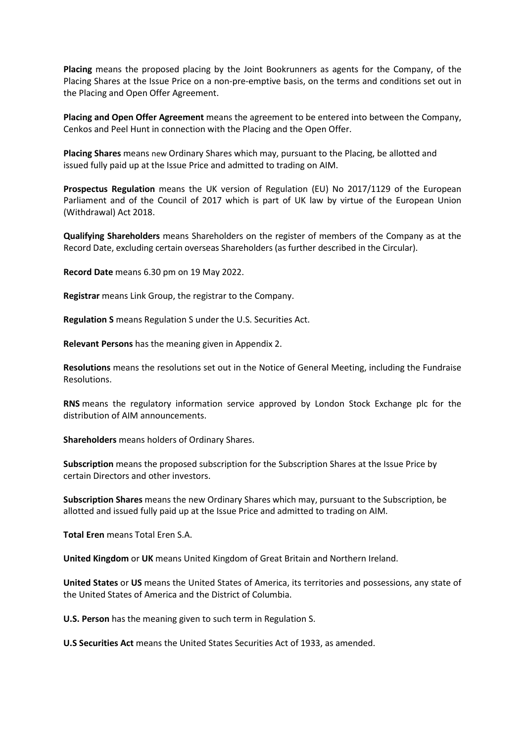**Placing** means the proposed placing by the Joint Bookrunners as agents for the Company, of the Placing Shares at the Issue Price on a non-pre-emptive basis, on the terms and conditions set out in the Placing and Open Offer Agreement.

**Placing and Open Offer Agreement** means the agreement to be entered into between the Company, Cenkos and Peel Hunt in connection with the Placing and the Open Offer.

**Placing Shares** means new Ordinary Shares which may, pursuant to the Placing, be allotted and issued fully paid up at the Issue Price and admitted to trading on AIM.

**Prospectus Regulation** means the UK version of Regulation (EU) No 2017/1129 of the European Parliament and of the Council of 2017 which is part of UK law by virtue of the European Union (Withdrawal) Act 2018.

**Qualifying Shareholders** means Shareholders on the register of members of the Company as at the Record Date, excluding certain overseas Shareholders (as further described in the Circular).

**Record Date** means 6.30 pm on 19 May 2022.

**Registrar** means Link Group, the registrar to the Company.

**Regulation S** means Regulation S under the U.S. Securities Act.

**Relevant Persons** has the meaning given in Appendix 2.

**Resolutions** means the resolutions set out in the Notice of General Meeting, including the Fundraise Resolutions.

**RNS** means the regulatory information service approved by London Stock Exchange plc for the distribution of AIM announcements.

**Shareholders** means holders of Ordinary Shares.

**Subscription** means the proposed subscription for the Subscription Shares at the Issue Price by certain Directors and other investors.

**Subscription Shares** means the new Ordinary Shares which may, pursuant to the Subscription, be allotted and issued fully paid up at the Issue Price and admitted to trading on AIM.

**Total Eren** means Total Eren S.A.

**United Kingdom** or **UK** means United Kingdom of Great Britain and Northern Ireland.

**United States** or **US** means the United States of America, its territories and possessions, any state of the United States of America and the District of Columbia.

**U.S. Person** has the meaning given to such term in Regulation S.

**U.S Securities Act** means the United States Securities Act of 1933, as amended.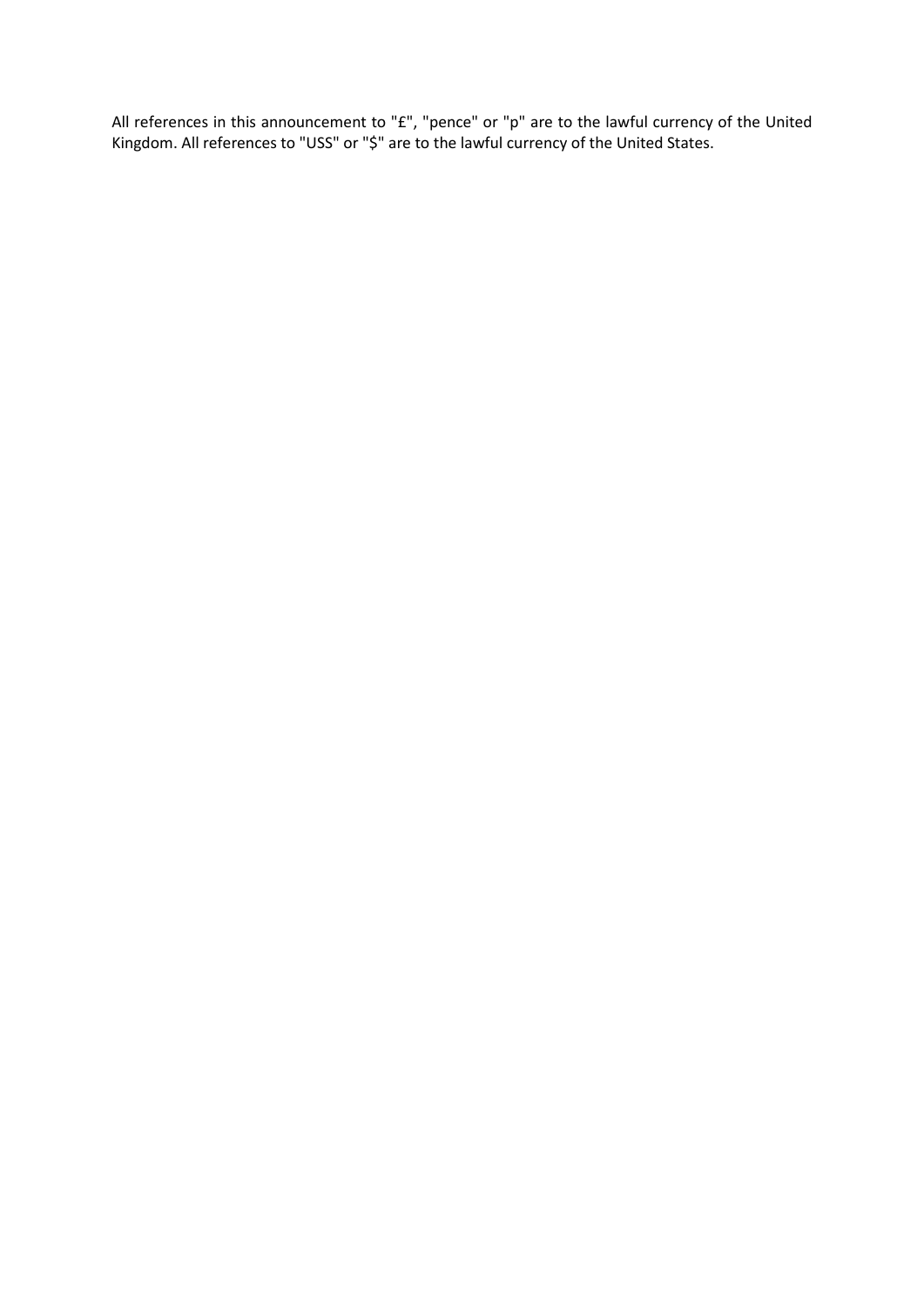All references in this announcement to "£", "pence" or "p" are to the lawful currency of the United Kingdom. All references to "US$" or "$" are to the lawful currency of the United States.